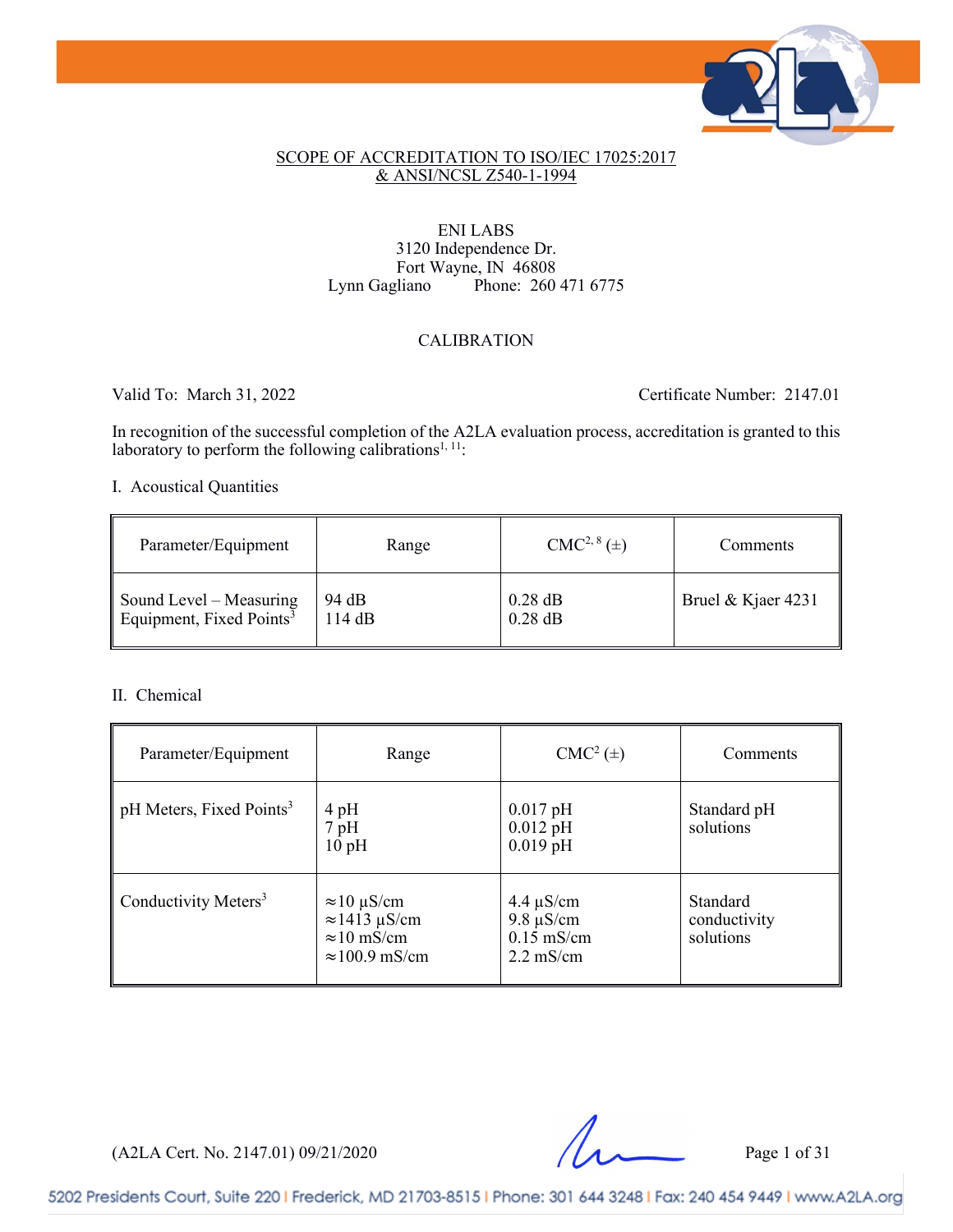SCOPE OF ACCREDITATION TO ISO/IEC 17025:2017
& ANSI/NCSL Z540-1-1994

ENI LABS
3120 Independence Dr.
Fort Wayne, IN 46808
Lynn Gagliano Phone: 260 471 6775

CALIBRATION

Valid To: March 31, 2022 Certificate Number: 2147.01

In recognition of the successful completion of the A2LA evaluation process, accreditation is granted to this laboratory to perform the following calibrations[1, 11]:

I. Acoustical Quantities

| Parameter/Equipment | Range | CMC[2, 8] (±) | Comments |
|---|---|---|---|
| Sound Level – Measuring Equipment, Fixed Points[3] | 94 dB<br>114 dB | 0.28 dB<br>0.28 dB | Bruel & Kjaer 4231 |

II. Chemical

| Parameter/Equipment | Range | CMC[2] (±) | Comments |
|---|---|---|---|
| pH Meters, Fixed Points[3] | 4 pH<br>7 pH<br>10 pH | 0.017 pH<br>0.012 pH<br>0.019 pH | Standard pH solutions |
| Conductivity Meters[3] | ≈10 µS/cm<br>≈1413 µS/cm<br>≈10 mS/cm<br>≈100.9 mS/cm | 4.4 µS/cm<br>9.8 µS/cm<br>0.15 mS/cm<br>2.2 mS/cm | Standard conductivity solutions |

(A2LA Cert. No. 2147.01) 09/21/2020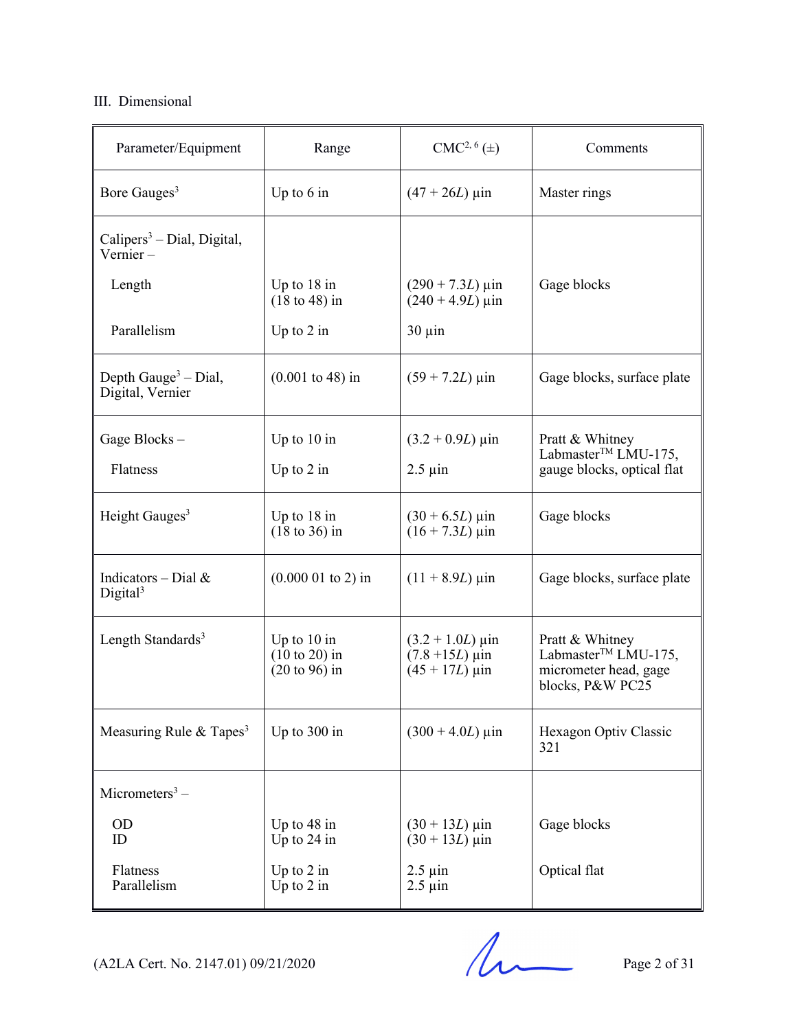III. Dimensional

| Parameter/Equipment | Range | CMC[2, 6] (±) | Comments |
|---|---|---|---|
| Bore Gauges[3] | Up to 6 in | (47 + 26*L*) µin | Master rings |
| Calipers[3] – Dial, Digital, Vernier – | | | |
| Length | Up to 18 in<br>(18 to 48) in | (290 + 7.3*L*) µin<br>(240 + 4.9*L*) µin | Gage blocks |
| Parallelism | Up to 2 in | 30 µin | |
| Depth Gauge[3] – Dial, Digital, Vernier | (0.001 to 48) in | (59 + 7.2*L*) µin | Gage blocks, surface plate |
| Gage Blocks – | Up to 10 in | (3.2 + 0.9*L*) µin | Pratt & Whitney Labmaster™ LMU-175, gauge blocks, optical flat |
| Flatness | Up to 2 in | 2.5 µin | |
| Height Gauges[3] | Up to 18 in<br>(18 to 36) in | (30 + 6.5*L*) µin<br>(16 + 7.3*L*) µin | Gage blocks |
| Indicators – Dial & Digital[3] | (0.000 01 to 2) in | (11 + 8.9*L*) µin | Gage blocks, surface plate |
| Length Standards[3] | Up to 10 in<br>(10 to 20) in<br>(20 to 96) in | (3.2 + 1.0*L*) µin<br>(7.8 +15*L*) µin<br>(45 + 17*L*) µin | Pratt & Whitney Labmaster™ LMU-175, micrometer head, gage blocks, P&W PC25 |
| Measuring Rule & Tapes[3] | Up to 300 in | (300 + 4.0*L*) µin | Hexagon Optiv Classic 321 |
| Micrometers[3] – | | | |
| OD<br>ID | Up to 48 in<br>Up to 24 in | (30 + 13*L*) µin<br>(30 + 13*L*) µin | Gage blocks |
| Flatness<br>Parallelism | Up to 2 in<br>Up to 2 in | 2.5 µin<br>2.5 µin | Optical flat |

(A2LA Cert. No. 2147.01) 09/21/2020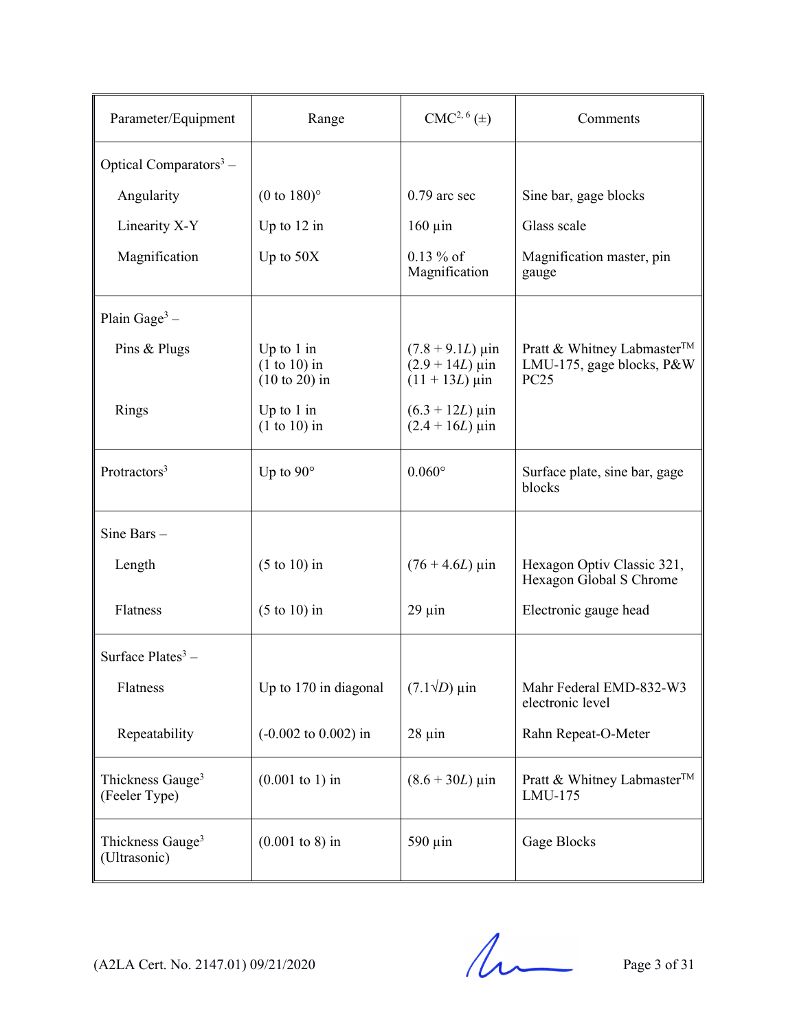| Parameter/Equipment | Range | CMC[2, 6] (±) | Comments |
|---|---|---|---|
| Optical Comparators[3] – | | | |
| Angularity | (0 to 180)° | 0.79 arc sec | Sine bar, gage blocks |
| Linearity X-Y | Up to 12 in | 160 µin | Glass scale |
| Magnification | Up to 50X | 0.13 % of Magnification | Magnification master, pin gauge |
| Plain Gage[3] – | | | |
| Pins & Plugs | Up to 1 in<br>(1 to 10) in<br>(10 to 20) in | $(7.8 + 9.1L)$ µin<br>$(2.9 + 14L)$ µin<br>$(11 + 13L)$ µin | Pratt & Whitney Labmaster™ LMU-175, gage blocks, P&W PC25 |
| Rings | Up to 1 in<br>(1 to 10) in | $(6.3 + 12L)$ µin<br>$(2.4 + 16L)$ µin | |
| Protractors[3] | Up to 90° | 0.060° | Surface plate, sine bar, gage blocks |
| Sine Bars – | | | |
| Length | (5 to 10) in | $(76 + 4.6L)$ µin | Hexagon Optiv Classic 321, Hexagon Global S Chrome |
| Flatness | (5 to 10) in | 29 µin | Electronic gauge head |
| Surface Plates[3] – | | | |
| Flatness | Up to 170 in diagonal | $(7.1\sqrt{D})$ µin | Mahr Federal EMD-832-W3 electronic level |
| Repeatability | (-0.002 to 0.002) in | 28 µin | Rahn Repeat-O-Meter |
| Thickness Gauge[3] (Feeler Type) | (0.001 to 1) in | $(8.6 + 30L)$ µin | Pratt & Whitney Labmaster™ LMU-175 |
| Thickness Gauge[3] (Ultrasonic) | (0.001 to 8) in | 590 µin | Gage Blocks |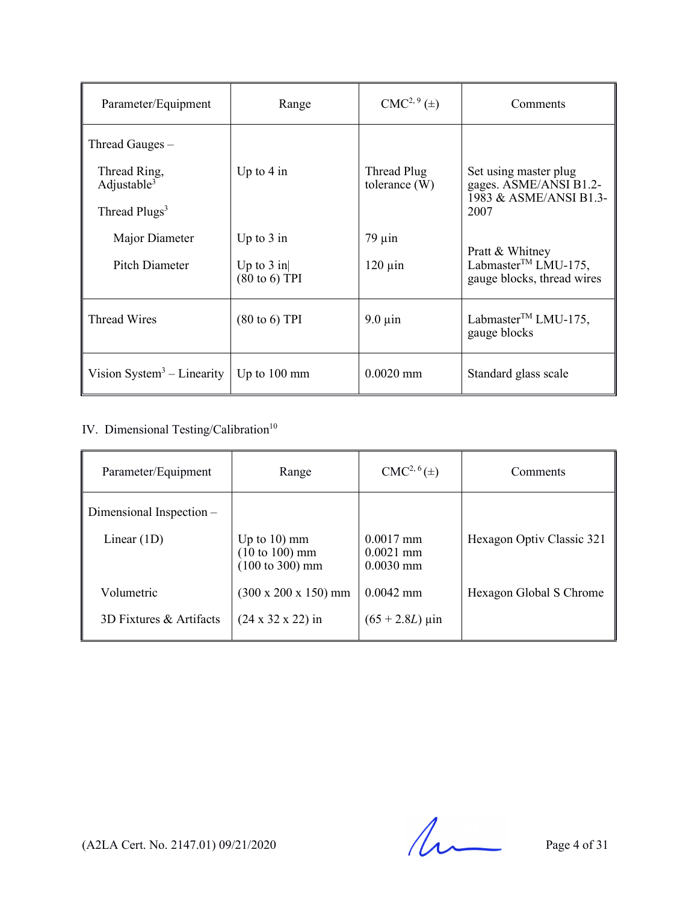| Parameter/Equipment | Range | CMC[2, 9] (±) | Comments |
|---|---|---|---|
| Thread Gauges – | | | |
| Thread Ring, Adjustable[3] | Up to 4 in | Thread Plug tolerance (W) | Set using master plug gages. ASME/ANSI B1.2-1983 & ASME/ANSI B1.3-2007 |
| Thread Plugs[3] | | | |
| Major Diameter | Up to 3 in | 79 µin | Pratt & Whitney Labmaster™ LMU-175, gauge blocks, thread wires |
| Pitch Diameter | Up to 3 in\| (80 to 6) TPI | 120 µin | |
| Thread Wires | (80 to 6) TPI | 9.0 µin | Labmaster™ LMU-175, gauge blocks |
| Vision System[3] – Linearity | Up to 100 mm | 0.0020 mm | Standard glass scale |

IV. Dimensional Testing/Calibration[10]

| Parameter/Equipment | Range | CMC[2, 6] (±) | Comments |
|---|---|---|---|
| Dimensional Inspection – | | | |
| Linear (1D) | Up to 10) mm<br>(10 to 100) mm<br>(100 to 300) mm | 0.0017 mm<br>0.0021 mm<br>0.0030 mm | Hexagon Optiv Classic 321 |
| Volumetric | (300 x 200 x 150) mm | 0.0042 mm | Hexagon Global S Chrome |
| 3D Fixtures & Artifacts | (24 x 32 x 22) in | $(65 + 2.8L)$ µin | |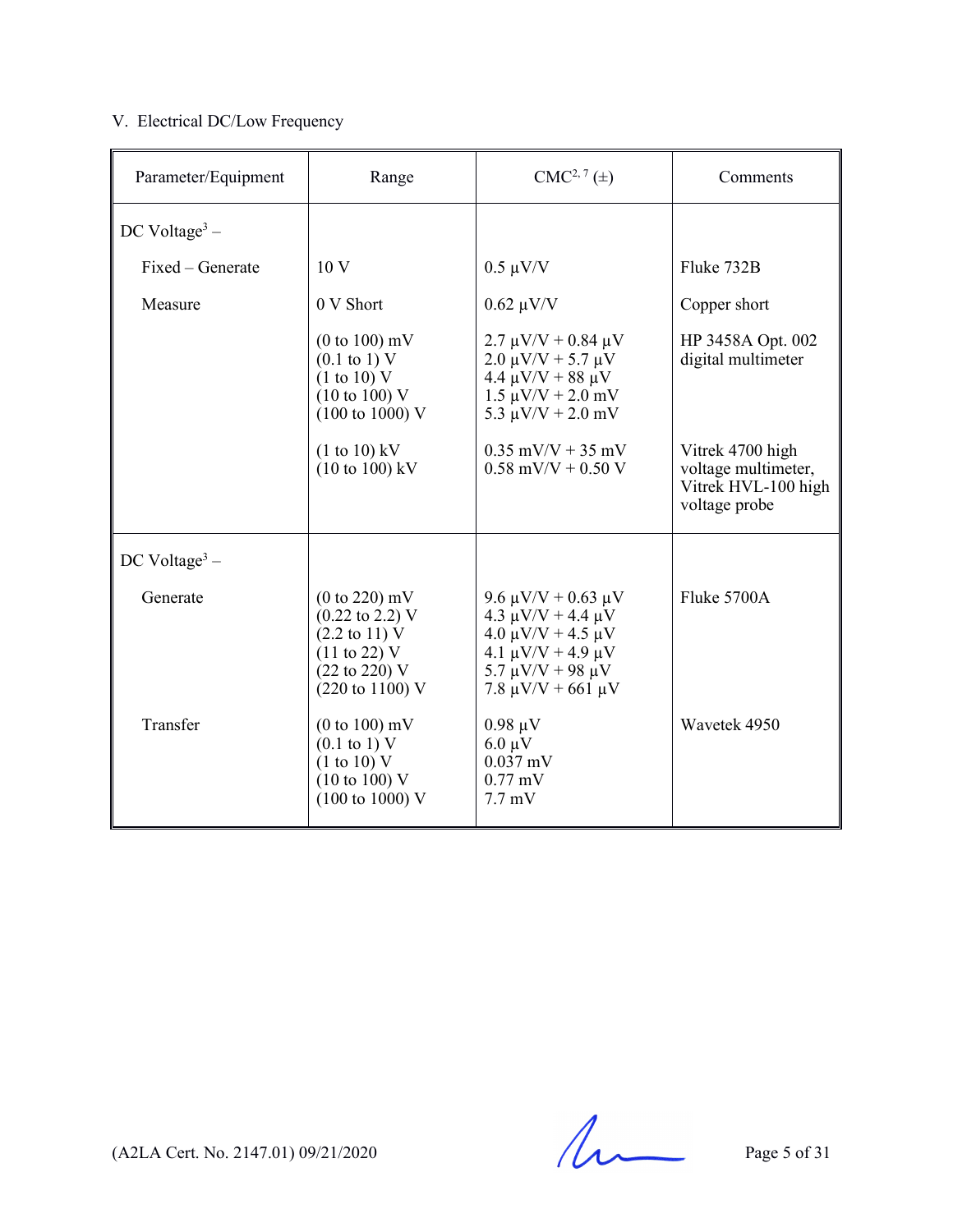V. Electrical DC/Low Frequency

| Parameter/Equipment | Range | CMC[2, 7] (±) | Comments |
|---|---|---|---|
| DC Voltage[3] – | | | |
| Fixed – Generate | 10 V | 0.5 µV/V | Fluke 732B |
| Measure | 0 V Short | 0.62 µV/V | Copper short |
| | (0 to 100) mV<br>(0.1 to 1) V<br>(1 to 10) V<br>(10 to 100) V<br>(100 to 1000) V | 2.7 µV/V + 0.84 µV<br>2.0 µV/V + 5.7 µV<br>4.4 µV/V + 88 µV<br>1.5 µV/V + 2.0 mV<br>5.3 µV/V + 2.0 mV | HP 3458A Opt. 002 digital multimeter |
| | (1 to 10) kV<br>(10 to 100) kV | 0.35 mV/V + 35 mV<br>0.58 mV/V + 0.50 V | Vitrek 4700 high voltage multimeter, Vitrek HVL-100 high voltage probe |
| DC Voltage[3] – | | | |
| Generate | (0 to 220) mV<br>(0.22 to 2.2) V<br>(2.2 to 11) V<br>(11 to 22) V<br>(22 to 220) V<br>(220 to 1100) V | 9.6 µV/V + 0.63 µV<br>4.3 µV/V + 4.4 µV<br>4.0 µV/V + 4.5 µV<br>4.1 µV/V + 4.9 µV<br>5.7 µV/V + 98 µV<br>7.8 µV/V + 661 µV | Fluke 5700A |
| Transfer | (0 to 100) mV<br>(0.1 to 1) V<br>(1 to 10) V<br>(10 to 100) V<br>(100 to 1000) V | 0.98 µV<br>6.0 µV<br>0.037 mV<br>0.77 mV<br>7.7 mV | Wavetek 4950 |

(A2LA Cert. No. 2147.01) 09/21/2020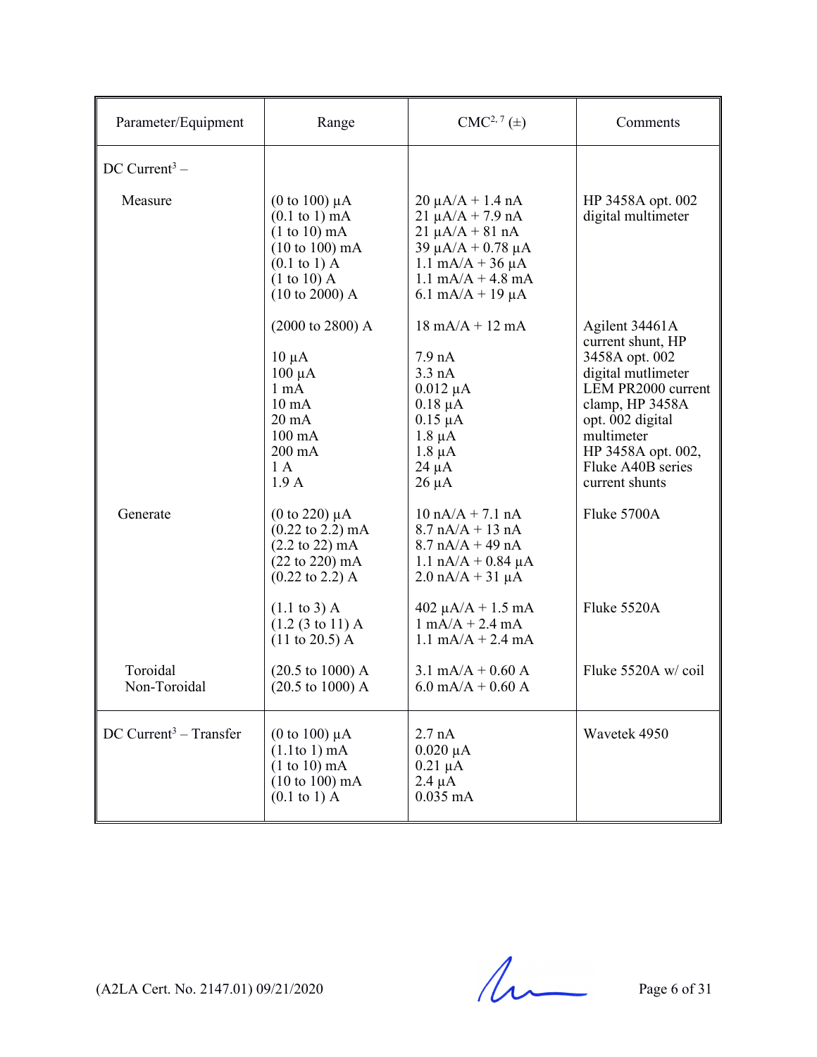| Parameter/Equipment | Range | CMC[2, 7] (±) | Comments |
|---|---|---|---|
| DC Current[3] – | | | |
| Measure | (0 to 100) µA<br>(0.1 to 1) mA<br>(1 to 10) mA<br>(10 to 100) mA<br>(0.1 to 1) A<br>(1 to 10) A<br>(10 to 2000) A | 20 µA/A + 1.4 nA<br>21 µA/A + 7.9 nA<br>21 µA/A + 81 nA<br>39 µA/A + 0.78 µA<br>1.1 mA/A + 36 µA<br>1.1 mA/A + 4.8 mA<br>6.1 mA/A + 19 µA | HP 3458A opt. 002 digital multimeter |
| | (2000 to 2800) A<br><br>10 µA<br>100 µA<br>1 mA<br>10 mA<br>20 mA<br>100 mA<br>200 mA<br>1 A<br>1.9 A | 18 mA/A + 12 mA<br><br>7.9 nA<br>3.3 nA<br>0.012 µA<br>0.18 µA<br>0.15 µA<br>1.8 µA<br>1.8 µA<br>24 µA<br>26 µA | Agilent 34461A current shunt, HP 3458A opt. 002 digital mutlimeter LEM PR2000 current clamp, HP 3458A opt. 002 digital multimeter<br>HP 3458A opt. 002, Fluke A40B series current shunts |
| Generate | (0 to 220) µA<br>(0.22 to 2.2) mA<br>(2.2 to 22) mA<br>(22 to 220) mA<br>(0.22 to 2.2) A | 10 nA/A + 7.1 nA<br>8.7 nA/A + 13 nA<br>8.7 nA/A + 49 nA<br>1.1 nA/A + 0.84 µA<br>2.0 nA/A + 31 µA | Fluke 5700A |
| | (1.1 to 3) A<br>(1.2 (3 to 11) A<br>(11 to 20.5) A | 402 µA/A + 1.5 mA<br>1 mA/A + 2.4 mA<br>1.1 mA/A + 2.4 mA | Fluke 5520A |
| Toroidal<br>Non-Toroidal | (20.5 to 1000) A<br>(20.5 to 1000) A | 3.1 mA/A + 0.60 A<br>6.0 mA/A + 0.60 A | Fluke 5520A w/ coil |
| DC Current[3] – Transfer | (0 to 100) µA<br>(1.1to 1) mA<br>(1 to 10) mA<br>(10 to 100) mA<br>(0.1 to 1) A | 2.7 nA<br>0.020 µA<br>0.21 µA<br>2.4 µA<br>0.035 mA | Wavetek 4950 |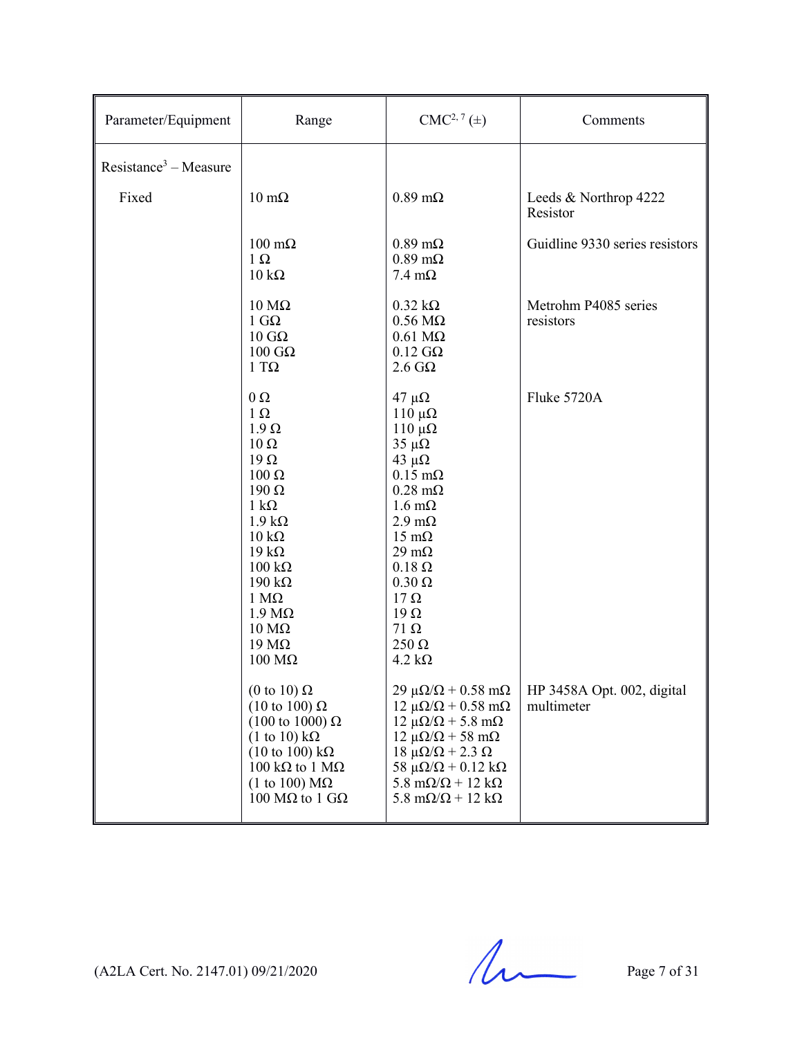| Parameter/Equipment | Range | CMC[2, 7] (±) | Comments |
|---|---|---|---|
| Resistance[3] – Measure | | | |
| Fixed | 10 mΩ | 0.89 mΩ | Leeds & Northrop 4222 Resistor |
| | 100 mΩ | 0.89 mΩ | Guidline 9330 series resistors |
| | 1 Ω | 0.89 mΩ | |
| | 10 kΩ | 7.4 mΩ | |
| | 10 MΩ | 0.32 kΩ | Metrohm P4085 series resistors |
| | 1 GΩ | 0.56 MΩ | |
| | 10 GΩ | 0.61 MΩ | |
| | 100 GΩ | 0.12 GΩ | |
| | 1 TΩ | 2.6 GΩ | |
| | 0 Ω | 47 µΩ | Fluke 5720A |
| | 1 Ω | 110 µΩ | |
| | 1.9 Ω | 110 µΩ | |
| | 10 Ω | 35 µΩ | |
| | 19 Ω | 43 µΩ | |
| | 100 Ω | 0.15 mΩ | |
| | 190 Ω | 0.28 mΩ | |
| | 1 kΩ | 1.6 mΩ | |
| | 1.9 kΩ | 2.9 mΩ | |
| | 10 kΩ | 15 mΩ | |
| | 19 kΩ | 29 mΩ | |
| | 100 kΩ | 0.18 Ω | |
| | 190 kΩ | 0.30 Ω | |
| | 1 MΩ | 17 Ω | |
| | 1.9 MΩ | 19 Ω | |
| | 10 MΩ | 71 Ω | |
| | 19 MΩ | 250 Ω | |
| | 100 MΩ | 4.2 kΩ | |
| | (0 to 10) Ω | 29 µΩ/Ω + 0.58 mΩ | HP 3458A Opt. 002, digital multimeter |
| | (10 to 100) Ω | 12 µΩ/Ω + 0.58 mΩ | |
| | (100 to 1000) Ω | 12 µΩ/Ω + 5.8 mΩ | |
| | (1 to 10) kΩ | 12 µΩ/Ω + 58 mΩ | |
| | (10 to 100) kΩ | 18 µΩ/Ω + 2.3 Ω | |
| | 100 kΩ to 1 MΩ | 58 µΩ/Ω + 0.12 kΩ | |
| | (1 to 100) MΩ | 5.8 mΩ/Ω + 12 kΩ | |
| | 100 MΩ to 1 GΩ | 5.8 mΩ/Ω + 12 kΩ | |

(A2LA Cert. No. 2147.01) 09/21/2020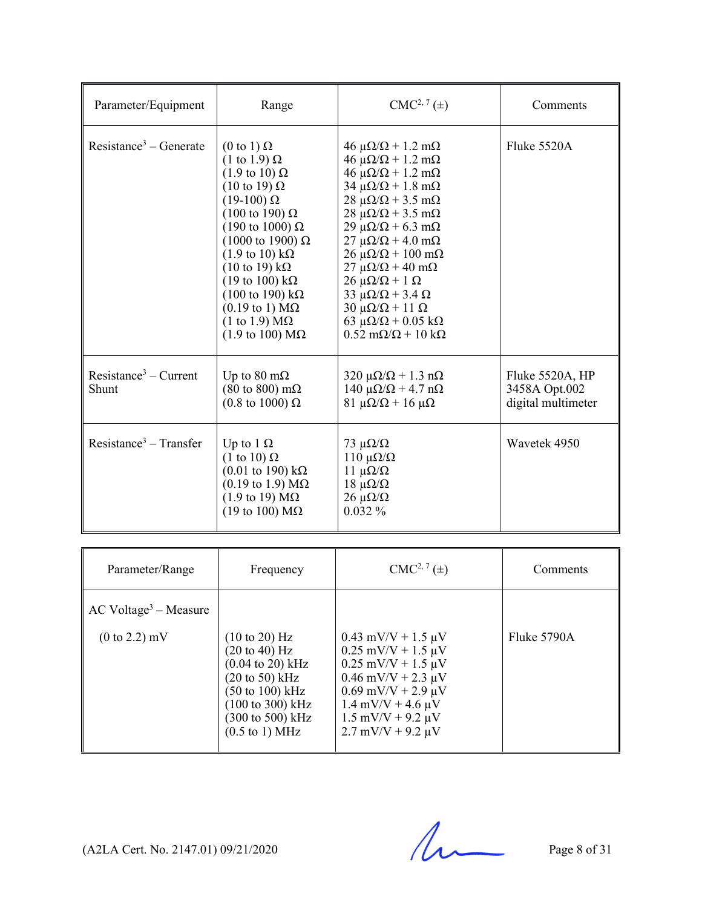| Parameter/Equipment | Range | CMC[2, 7] (±) | Comments |
|---|---|---|---|
| Resistance[3] – Generate | (0 to 1) Ω<br>(1 to 1.9) Ω<br>(1.9 to 10) Ω<br>(10 to 19) Ω<br>(19-100) Ω<br>(100 to 190) Ω<br>(190 to 1000) Ω<br>(1000 to 1900) Ω<br>(1.9 to 10) kΩ<br>(10 to 19) kΩ<br>(19 to 100) kΩ<br>(100 to 190) kΩ<br>(0.19 to 1) MΩ<br>(1 to 1.9) MΩ<br>(1.9 to 100) MΩ | 46 μΩ/Ω + 1.2 mΩ<br>46 μΩ/Ω + 1.2 mΩ<br>46 μΩ/Ω + 1.2 mΩ<br>34 μΩ/Ω + 1.8 mΩ<br>28 μΩ/Ω + 3.5 mΩ<br>28 μΩ/Ω + 3.5 mΩ<br>29 μΩ/Ω + 6.3 mΩ<br>27 μΩ/Ω + 4.0 mΩ<br>26 μΩ/Ω + 100 mΩ<br>27 μΩ/Ω + 40 mΩ<br>26 μΩ/Ω + 1 Ω<br>33 μΩ/Ω + 3.4 Ω<br>30 μΩ/Ω + 11 Ω<br>63 μΩ/Ω + 0.05 kΩ<br>0.52 mΩ/Ω + 10 kΩ | Fluke 5520A |
| Resistance[3] – Current Shunt | Up to 80 mΩ<br>(80 to 800) mΩ<br>(0.8 to 1000) Ω | 320 μΩ/Ω + 1.3 nΩ<br>140 μΩ/Ω + 4.7 nΩ<br>81 μΩ/Ω + 16 μΩ | Fluke 5520A, HP 3458A Opt.002 digital multimeter |
| Resistance[3] – Transfer | Up to 1 Ω<br>(1 to 10) Ω<br>(0.01 to 190) kΩ<br>(0.19 to 1.9) MΩ<br>(1.9 to 19) MΩ<br>(19 to 100) MΩ | 73 μΩ/Ω<br>110 μΩ/Ω<br>11 μΩ/Ω<br>18 μΩ/Ω<br>26 μΩ/Ω<br>0.032 % | Wavetek 4950 |

| Parameter/Range | Frequency | CMC[2, 7] (±) | Comments |
|---|---|---|---|
| AC Voltage[3] – Measure | | | |
| (0 to 2.2) mV | (10 to 20) Hz<br>(20 to 40) Hz<br>(0.04 to 20) kHz<br>(20 to 50) kHz<br>(50 to 100) kHz<br>(100 to 300) kHz<br>(300 to 500) kHz<br>(0.5 to 1) MHz | 0.43 mV/V + 1.5 μV<br>0.25 mV/V + 1.5 μV<br>0.25 mV/V + 1.5 μV<br>0.46 mV/V + 2.3 μV<br>0.69 mV/V + 2.9 μV<br>1.4 mV/V + 4.6 μV<br>1.5 mV/V + 9.2 μV<br>2.7 mV/V + 9.2 μV | Fluke 5790A |

(A2LA Cert. No. 2147.01) 09/21/2020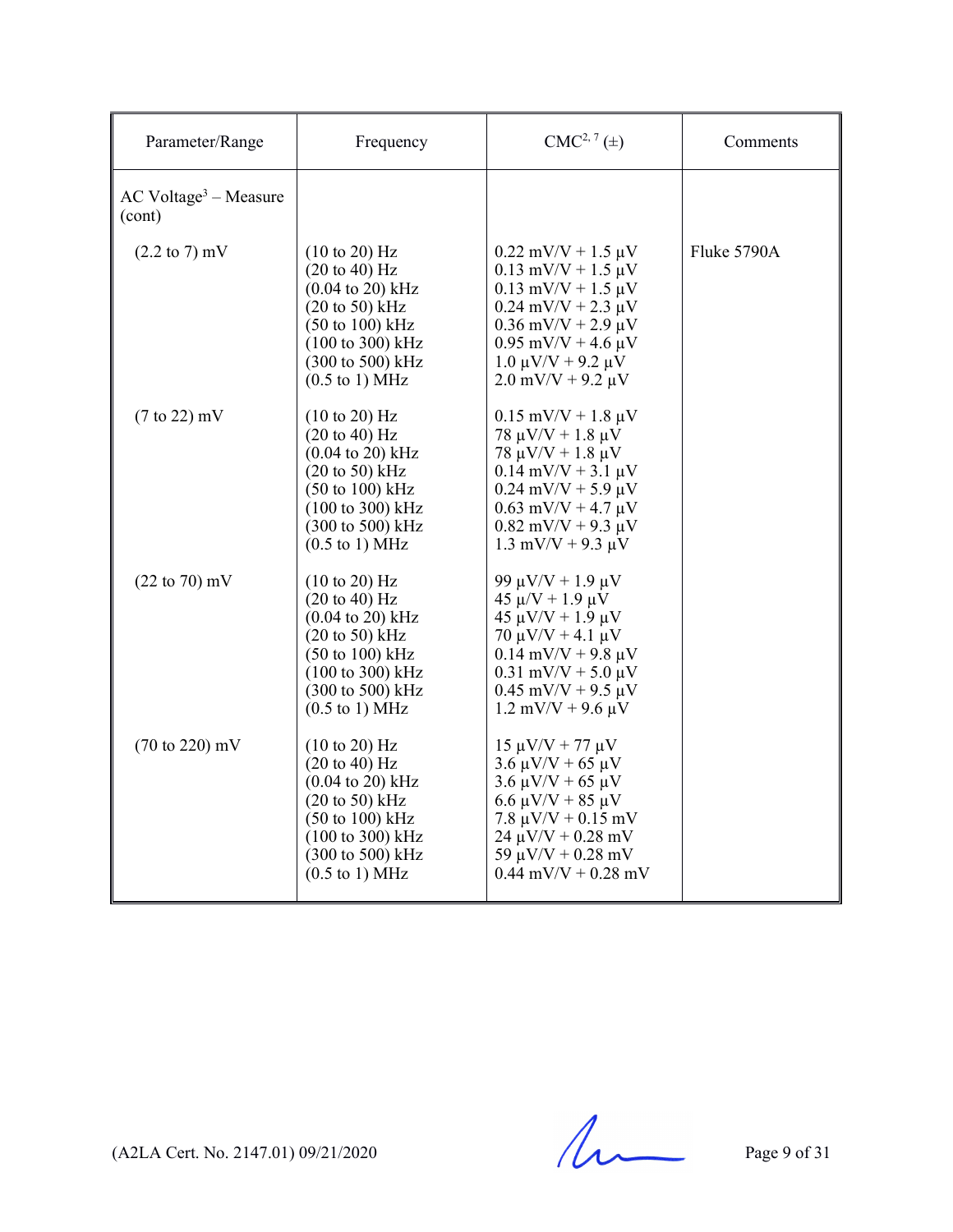| Parameter/Range | Frequency | CMC[2, 7] (±) | Comments |
|---|---|---|---|
| AC Voltage[3] – Measure (cont) | | | |
| (2.2 to 7) mV | (10 to 20) Hz<br>(20 to 40) Hz<br>(0.04 to 20) kHz<br>(20 to 50) kHz<br>(50 to 100) kHz<br>(100 to 300) kHz<br>(300 to 500) kHz<br>(0.5 to 1) MHz | 0.22 mV/V + 1.5 µV<br>0.13 mV/V + 1.5 µV<br>0.13 mV/V + 1.5 µV<br>0.24 mV/V + 2.3 µV<br>0.36 mV/V + 2.9 µV<br>0.95 mV/V + 4.6 µV<br>1.0 µV/V + 9.2 µV<br>2.0 mV/V + 9.2 µV | Fluke 5790A |
| (7 to 22) mV | (10 to 20) Hz<br>(20 to 40) Hz<br>(0.04 to 20) kHz<br>(20 to 50) kHz<br>(50 to 100) kHz<br>(100 to 300) kHz<br>(300 to 500) kHz<br>(0.5 to 1) MHz | 0.15 mV/V + 1.8 µV<br>78 µV/V + 1.8 µV<br>78 µV/V + 1.8 µV<br>0.14 mV/V + 3.1 µV<br>0.24 mV/V + 5.9 µV<br>0.63 mV/V + 4.7 µV<br>0.82 mV/V + 9.3 µV<br>1.3 mV/V + 9.3 µV | |
| (22 to 70) mV | (10 to 20) Hz<br>(20 to 40) Hz<br>(0.04 to 20) kHz<br>(20 to 50) kHz<br>(50 to 100) kHz<br>(100 to 300) kHz<br>(300 to 500) kHz<br>(0.5 to 1) MHz | 99 µV/V + 1.9 µV<br>45 µ/V + 1.9 µV<br>45 µV/V + 1.9 µV<br>70 µV/V + 4.1 µV<br>0.14 mV/V + 9.8 µV<br>0.31 mV/V + 5.0 µV<br>0.45 mV/V + 9.5 µV<br>1.2 mV/V + 9.6 µV | |
| (70 to 220) mV | (10 to 20) Hz<br>(20 to 40) Hz<br>(0.04 to 20) kHz<br>(20 to 50) kHz<br>(50 to 100) kHz<br>(100 to 300) kHz<br>(300 to 500) kHz<br>(0.5 to 1) MHz | 15 µV/V + 77 µV<br>3.6 µV/V + 65 µV<br>3.6 µV/V + 65 µV<br>6.6 µV/V + 85 µV<br>7.8 µV/V + 0.15 mV<br>24 µV/V + 0.28 mV<br>59 µV/V + 0.28 mV<br>0.44 mV/V + 0.28 mV | |

(A2LA Cert. No. 2147.01) 09/21/2020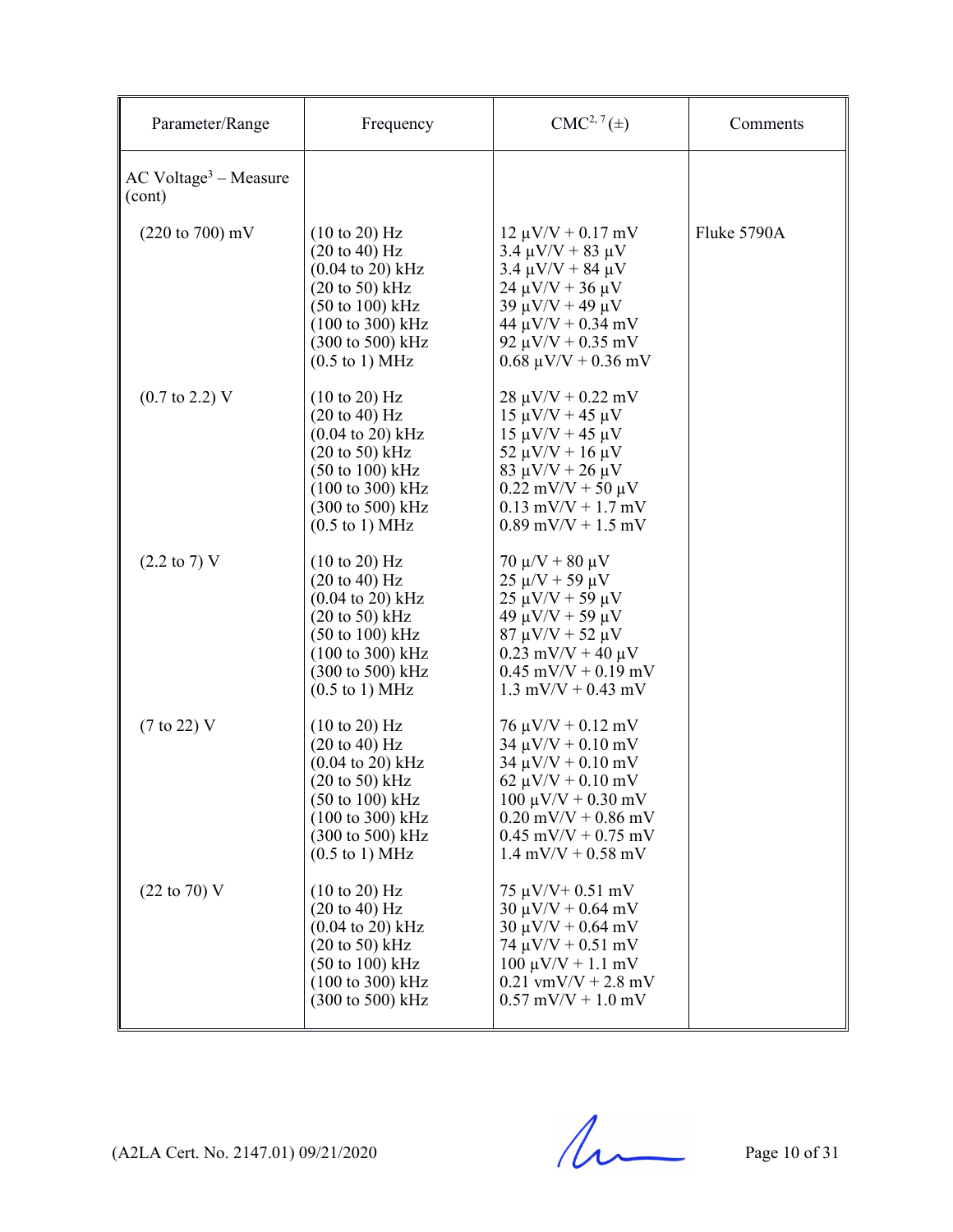| Parameter/Range | Frequency | CMC[2, 7] (±) | Comments |
|---|---|---|---|
| AC Voltage[3] – Measure (cont) | | | |
| (220 to 700) mV | (10 to 20) Hz<br>(20 to 40) Hz<br>(0.04 to 20) kHz<br>(20 to 50) kHz<br>(50 to 100) kHz<br>(100 to 300) kHz<br>(300 to 500) kHz<br>(0.5 to 1) MHz | 12 µV/V + 0.17 mV<br>3.4 µV/V + 83 µV<br>3.4 µV/V + 84 µV<br>24 µV/V + 36 µV<br>39 µV/V + 49 µV<br>44 µV/V + 0.34 mV<br>92 µV/V + 0.35 mV<br>0.68 µV/V + 0.36 mV | Fluke 5790A |
| (0.7 to 2.2) V | (10 to 20) Hz<br>(20 to 40) Hz<br>(0.04 to 20) kHz<br>(20 to 50) kHz<br>(50 to 100) kHz<br>(100 to 300) kHz<br>(300 to 500) kHz<br>(0.5 to 1) MHz | 28 µV/V + 0.22 mV<br>15 µV/V + 45 µV<br>15 µV/V + 45 µV<br>52 µV/V + 16 µV<br>83 µV/V + 26 µV<br>0.22 mV/V + 50 µV<br>0.13 mV/V + 1.7 mV<br>0.89 mV/V + 1.5 mV | |
| (2.2 to 7) V | (10 to 20) Hz<br>(20 to 40) Hz<br>(0.04 to 20) kHz<br>(20 to 50) kHz<br>(50 to 100) kHz<br>(100 to 300) kHz<br>(300 to 500) kHz<br>(0.5 to 1) MHz | 70 µ/V + 80 µV<br>25 µ/V + 59 µV<br>25 µV/V + 59 µV<br>49 µV/V + 59 µV<br>87 µV/V + 52 µV<br>0.23 mV/V + 40 µV<br>0.45 mV/V + 0.19 mV<br>1.3 mV/V + 0.43 mV | |
| (7 to 22) V | (10 to 20) Hz<br>(20 to 40) Hz<br>(0.04 to 20) kHz<br>(20 to 50) kHz<br>(50 to 100) kHz<br>(100 to 300) kHz<br>(300 to 500) kHz<br>(0.5 to 1) MHz | 76 µV/V + 0.12 mV<br>34 µV/V + 0.10 mV<br>34 µV/V + 0.10 mV<br>62 µV/V + 0.10 mV<br>100 µV/V + 0.30 mV<br>0.20 mV/V + 0.86 mV<br>0.45 mV/V + 0.75 mV<br>1.4 mV/V + 0.58 mV | |
| (22 to 70) V | (10 to 20) Hz<br>(20 to 40) Hz<br>(0.04 to 20) kHz<br>(20 to 50) kHz<br>(50 to 100) kHz<br>(100 to 300) kHz<br>(300 to 500) kHz | 75 µV/V+ 0.51 mV<br>30 µV/V + 0.64 mV<br>30 µV/V + 0.64 mV<br>74 µV/V + 0.51 mV<br>100 µV/V + 1.1 mV<br>0.21 vmV/V + 2.8 mV<br>0.57 mV/V + 1.0 mV | |

(A2LA Cert. No. 2147.01) 09/21/2020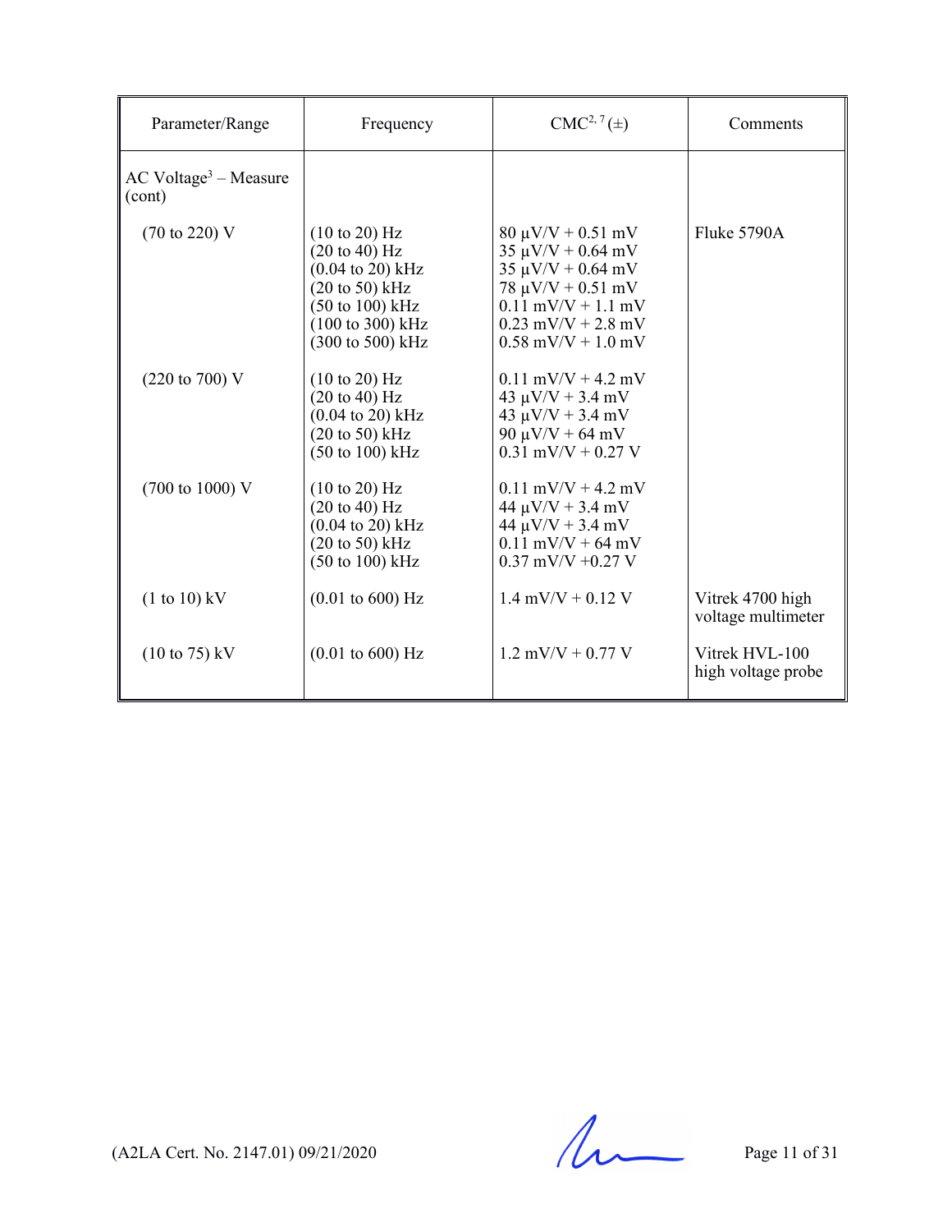| Parameter/Range | Frequency | CMC[2, 7] (±) | Comments |
|---|---|---|---|
| AC Voltage[3] – Measure (cont) | | | |
| (70 to 220) V | (10 to 20) Hz<br>(20 to 40) Hz<br>(0.04 to 20) kHz<br>(20 to 50) kHz<br>(50 to 100) kHz<br>(100 to 300) kHz<br>(300 to 500) kHz | 80 µV/V + 0.51 mV<br>35 µV/V + 0.64 mV<br>35 µV/V + 0.64 mV<br>78 µV/V + 0.51 mV<br>0.11 mV/V + 1.1 mV<br>0.23 mV/V + 2.8 mV<br>0.58 mV/V + 1.0 mV | Fluke 5790A |
| (220 to 700) V | (10 to 20) Hz<br>(20 to 40) Hz<br>(0.04 to 20) kHz<br>(20 to 50) kHz<br>(50 to 100) kHz | 0.11 mV/V + 4.2 mV<br>43 µV/V + 3.4 mV<br>43 µV/V + 3.4 mV<br>90 µV/V + 64 mV<br>0.31 mV/V + 0.27 V | |
| (700 to 1000) V | (10 to 20) Hz<br>(20 to 40) Hz<br>(0.04 to 20) kHz<br>(20 to 50) kHz<br>(50 to 100) kHz | 0.11 mV/V + 4.2 mV<br>44 µV/V + 3.4 mV<br>44 µV/V + 3.4 mV<br>0.11 mV/V + 64 mV<br>0.37 mV/V +0.27 V | |
| (1 to 10) kV | (0.01 to 600) Hz | 1.4 mV/V + 0.12 V | Vitrek 4700 high voltage multimeter |
| (10 to 75) kV | (0.01 to 600) Hz | 1.2 mV/V + 0.77 V | Vitrek HVL-100 high voltage probe |

(A2LA Cert. No. 2147.01) 09/21/2020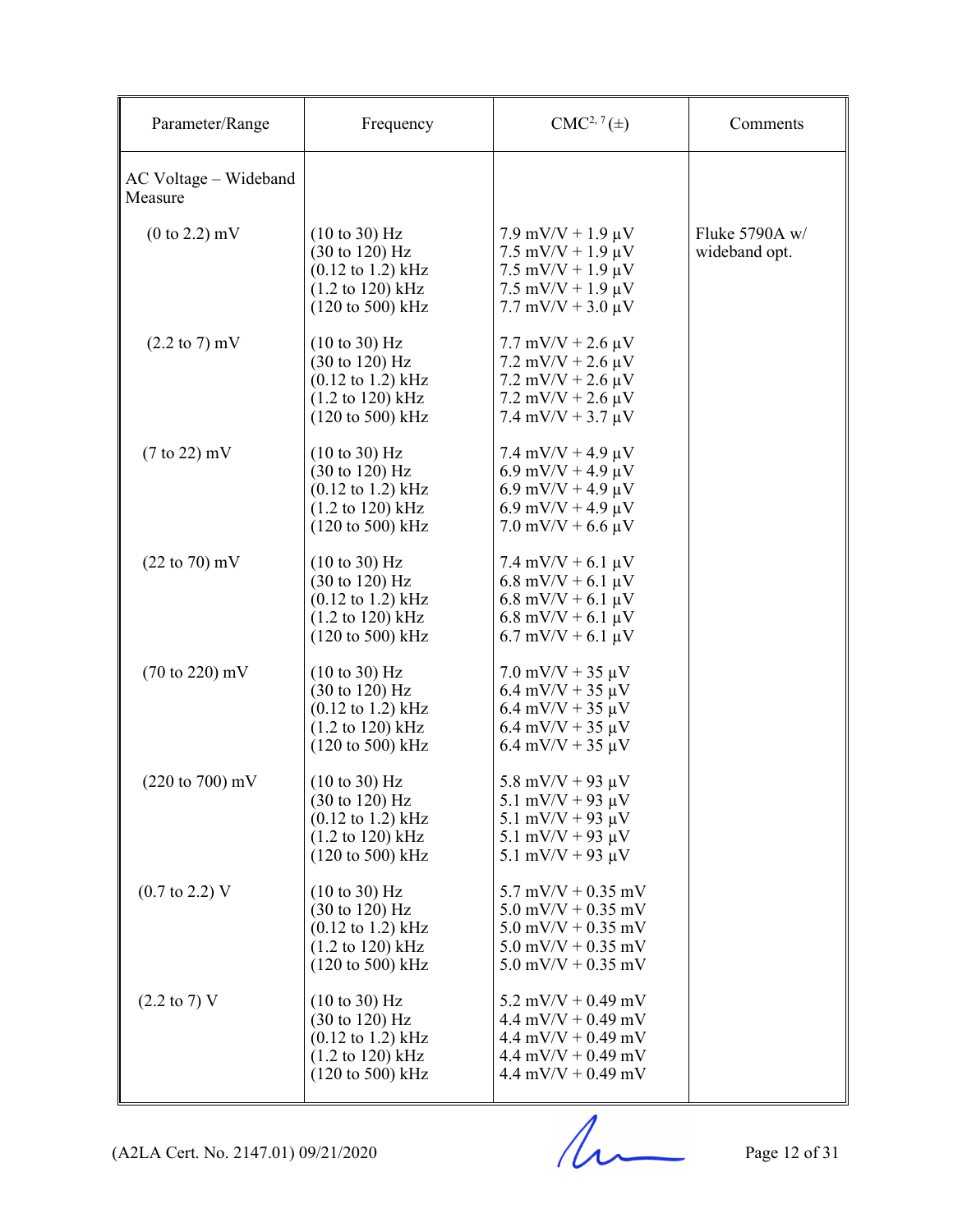| Parameter/Range | Frequency | CMC[2, 7] (±) | Comments |
|---|---|---|---|
| AC Voltage – Wideband Measure | | | |
| (0 to 2.2) mV | (10 to 30) Hz<br>(30 to 120) Hz<br>(0.12 to 1.2) kHz<br>(1.2 to 120) kHz<br>(120 to 500) kHz | 7.9 mV/V + 1.9 µV<br>7.5 mV/V + 1.9 µV<br>7.5 mV/V + 1.9 µV<br>7.5 mV/V + 1.9 µV<br>7.7 mV/V + 3.0 µV | Fluke 5790A w/ wideband opt. |
| (2.2 to 7) mV | (10 to 30) Hz<br>(30 to 120) Hz<br>(0.12 to 1.2) kHz<br>(1.2 to 120) kHz<br>(120 to 500) kHz | 7.7 mV/V + 2.6 µV<br>7.2 mV/V + 2.6 µV<br>7.2 mV/V + 2.6 µV<br>7.2 mV/V + 2.6 µV<br>7.4 mV/V + 3.7 µV | |
| (7 to 22) mV | (10 to 30) Hz<br>(30 to 120) Hz<br>(0.12 to 1.2) kHz<br>(1.2 to 120) kHz<br>(120 to 500) kHz | 7.4 mV/V + 4.9 µV<br>6.9 mV/V + 4.9 µV<br>6.9 mV/V + 4.9 µV<br>6.9 mV/V + 4.9 µV<br>7.0 mV/V + 6.6 µV | |
| (22 to 70) mV | (10 to 30) Hz<br>(30 to 120) Hz<br>(0.12 to 1.2) kHz<br>(1.2 to 120) kHz<br>(120 to 500) kHz | 7.4 mV/V + 6.1 µV<br>6.8 mV/V + 6.1 µV<br>6.8 mV/V + 6.1 µV<br>6.8 mV/V + 6.1 µV<br>6.7 mV/V + 6.1 µV | |
| (70 to 220) mV | (10 to 30) Hz<br>(30 to 120) Hz<br>(0.12 to 1.2) kHz<br>(1.2 to 120) kHz<br>(120 to 500) kHz | 7.0 mV/V + 35 µV<br>6.4 mV/V + 35 µV<br>6.4 mV/V + 35 µV<br>6.4 mV/V + 35 µV<br>6.4 mV/V + 35 µV | |
| (220 to 700) mV | (10 to 30) Hz<br>(30 to 120) Hz<br>(0.12 to 1.2) kHz<br>(1.2 to 120) kHz<br>(120 to 500) kHz | 5.8 mV/V + 93 µV<br>5.1 mV/V + 93 µV<br>5.1 mV/V + 93 µV<br>5.1 mV/V + 93 µV<br>5.1 mV/V + 93 µV | |
| (0.7 to 2.2) V | (10 to 30) Hz<br>(30 to 120) Hz<br>(0.12 to 1.2) kHz<br>(1.2 to 120) kHz<br>(120 to 500) kHz | 5.7 mV/V + 0.35 mV<br>5.0 mV/V + 0.35 mV<br>5.0 mV/V + 0.35 mV<br>5.0 mV/V + 0.35 mV<br>5.0 mV/V + 0.35 mV | |
| (2.2 to 7) V | (10 to 30) Hz<br>(30 to 120) Hz<br>(0.12 to 1.2) kHz<br>(1.2 to 120) kHz<br>(120 to 500) kHz | 5.2 mV/V + 0.49 mV<br>4.4 mV/V + 0.49 mV<br>4.4 mV/V + 0.49 mV<br>4.4 mV/V + 0.49 mV<br>4.4 mV/V + 0.49 mV | |

(A2LA Cert. No. 2147.01) 09/21/2020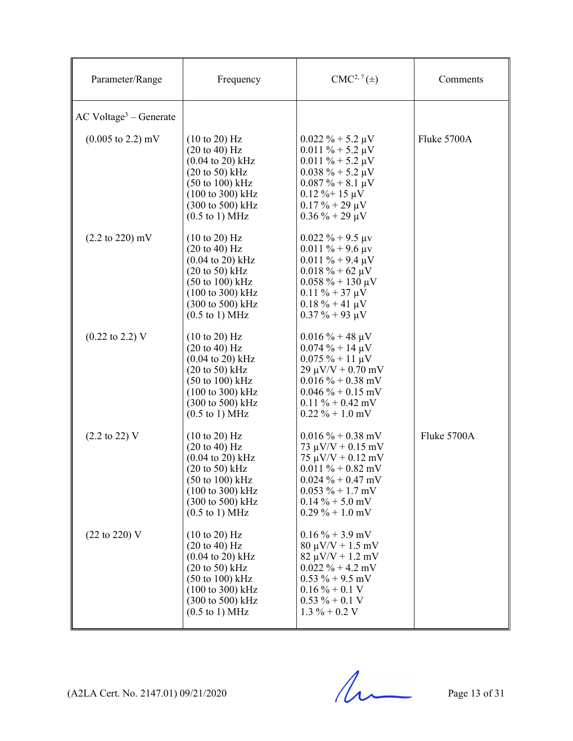| Parameter/Range | Frequency | CMC[2, 7] (±) | Comments |
|---|---|---|---|
| AC Voltage[3] – Generate | | | |
| (0.005 to 2.2) mV | (10 to 20) Hz<br>(20 to 40) Hz<br>(0.04 to 20) kHz<br>(20 to 50) kHz<br>(50 to 100) kHz<br>(100 to 300) kHz<br>(300 to 500) kHz<br>(0.5 to 1) MHz | 0.022 % + 5.2 µV<br>0.011 % + 5.2 µV<br>0.011 % + 5.2 µV<br>0.038 % + 5.2 µV<br>0.087 % + 8.1 µV<br>0.12 %+ 15 µV<br>0.17 % + 29 µV<br>0.36 % + 29 µV | Fluke 5700A |
| (2.2 to 220) mV | (10 to 20) Hz<br>(20 to 40) Hz<br>(0.04 to 20) kHz<br>(20 to 50) kHz<br>(50 to 100) kHz<br>(100 to 300) kHz<br>(300 to 500) kHz<br>(0.5 to 1) MHz | 0.022 % + 9.5 µv<br>0.011 % + 9.6 µv<br>0.011 % + 9.4 µV<br>0.018 % + 62 µV<br>0.058 % + 130 µV<br>0.11 % + 37 µV<br>0.18 % + 41 µV<br>0.37 % + 93 µV | |
| (0.22 to 2.2) V | (10 to 20) Hz<br>(20 to 40) Hz<br>(0.04 to 20) kHz<br>(20 to 50) kHz<br>(50 to 100) kHz<br>(100 to 300) kHz<br>(300 to 500) kHz<br>(0.5 to 1) MHz | 0.016 % + 48 µV<br>0.074 % + 14 µV<br>0.075 % + 11 µV<br>29 µV/V + 0.70 mV<br>0.016 % + 0.38 mV<br>0.046 % + 0.15 mV<br>0.11 % + 0.42 mV<br>0.22 % + 1.0 mV | |
| (2.2 to 22) V | (10 to 20) Hz<br>(20 to 40) Hz<br>(0.04 to 20) kHz<br>(20 to 50) kHz<br>(50 to 100) kHz<br>(100 to 300) kHz<br>(300 to 500) kHz<br>(0.5 to 1) MHz | 0.016 % + 0.38 mV<br>73 µV/V + 0.15 mV<br>75 µV/V + 0.12 mV<br>0.011 % + 0.82 mV<br>0.024 % + 0.47 mV<br>0.053 % + 1.7 mV<br>0.14 % + 5.0 mV<br>0.29 % + 1.0 mV | Fluke 5700A |
| (22 to 220) V | (10 to 20) Hz<br>(20 to 40) Hz<br>(0.04 to 20) kHz<br>(20 to 50) kHz<br>(50 to 100) kHz<br>(100 to 300) kHz<br>(300 to 500) kHz<br>(0.5 to 1) MHz | 0.16 % + 3.9 mV<br>80 µV/V + 1.5 mV<br>82 µV/V + 1.2 mV<br>0.022 % + 4.2 mV<br>0.53 % + 9.5 mV<br>0.16 % + 0.1 V<br>0.53 % + 0.1 V<br>1.3 % + 0.2 V | |

(A2LA Cert. No. 2147.01) 09/21/2020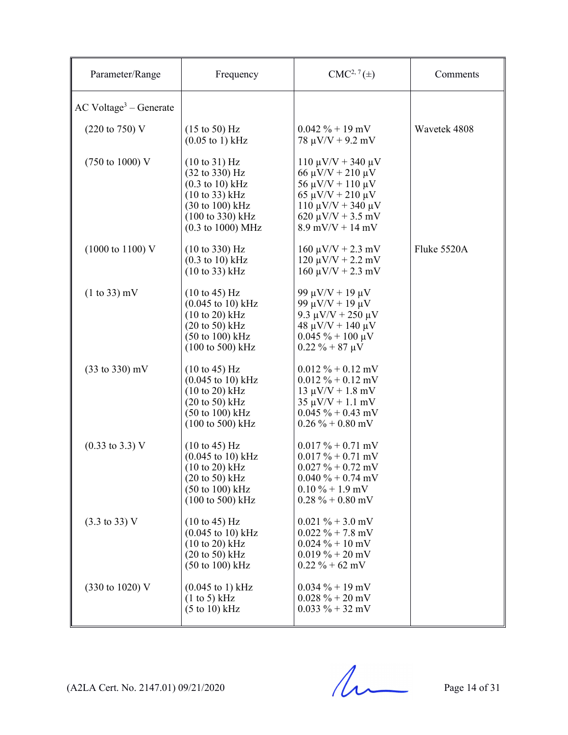| Parameter/Range | Frequency | CMC[2, 7] (±) | Comments |
|---|---|---|---|
| AC Voltage[3] – Generate | | | |
| (220 to 750) V | (15 to 50) Hz<br>(0.05 to 1) kHz | 0.042 % + 19 mV<br>78 µV/V + 9.2 mV | Wavetek 4808 |
| (750 to 1000) V | (10 to 31) Hz<br>(32 to 330) Hz<br>(0.3 to 10) kHz<br>(10 to 33) kHz<br>(30 to 100) kHz<br>(100 to 330) kHz<br>(0.3 to 1000) MHz | 110 µV/V + 340 µV<br>66 µV/V + 210 µV<br>56 µV/V + 110 µV<br>65 µV/V + 210 µV<br>110 µV/V + 340 µV<br>620 µV/V + 3.5 mV<br>8.9 mV/V + 14 mV | |
| (1000 to 1100) V | (10 to 330) Hz<br>(0.3 to 10) kHz<br>(10 to 33) kHz | 160 µV/V + 2.3 mV<br>120 µV/V + 2.2 mV<br>160 µV/V + 2.3 mV | Fluke 5520A |
| (1 to 33) mV | (10 to 45) Hz<br>(0.045 to 10) kHz<br>(10 to 20) kHz<br>(20 to 50) kHz<br>(50 to 100) kHz<br>(100 to 500) kHz | 99 µV/V + 19 µV<br>99 µV/V + 19 µV<br>9.3 µV/V + 250 µV<br>48 µV/V + 140 µV<br>0.045 % + 100 µV<br>0.22 % + 87 µV | |
| (33 to 330) mV | (10 to 45) Hz<br>(0.045 to 10) kHz<br>(10 to 20) kHz<br>(20 to 50) kHz<br>(50 to 100) kHz<br>(100 to 500) kHz | 0.012 % + 0.12 mV<br>0.012 % + 0.12 mV<br>13 µV/V + 1.8 mV<br>35 µV/V + 1.1 mV<br>0.045 % + 0.43 mV<br>0.26 % + 0.80 mV | |
| (0.33 to 3.3) V | (10 to 45) Hz<br>(0.045 to 10) kHz<br>(10 to 20) kHz<br>(20 to 50) kHz<br>(50 to 100) kHz<br>(100 to 500) kHz | 0.017 % + 0.71 mV<br>0.017 % + 0.71 mV<br>0.027 % + 0.72 mV<br>0.040 % + 0.74 mV<br>0.10 % + 1.9 mV<br>0.28 % + 0.80 mV | |
| (3.3 to 33) V | (10 to 45) Hz<br>(0.045 to 10) kHz<br>(10 to 20) kHz<br>(20 to 50) kHz<br>(50 to 100) kHz | 0.021 % + 3.0 mV<br>0.022 % + 7.8 mV<br>0.024 % + 10 mV<br>0.019 % + 20 mV<br>0.22 % + 62 mV | |
| (330 to 1020) V | (0.045 to 1) kHz<br>(1 to 5) kHz<br>(5 to 10) kHz | 0.034 % + 19 mV<br>0.028 % + 20 mV<br>0.033 % + 32 mV | |

(A2LA Cert. No. 2147.01) 09/21/2020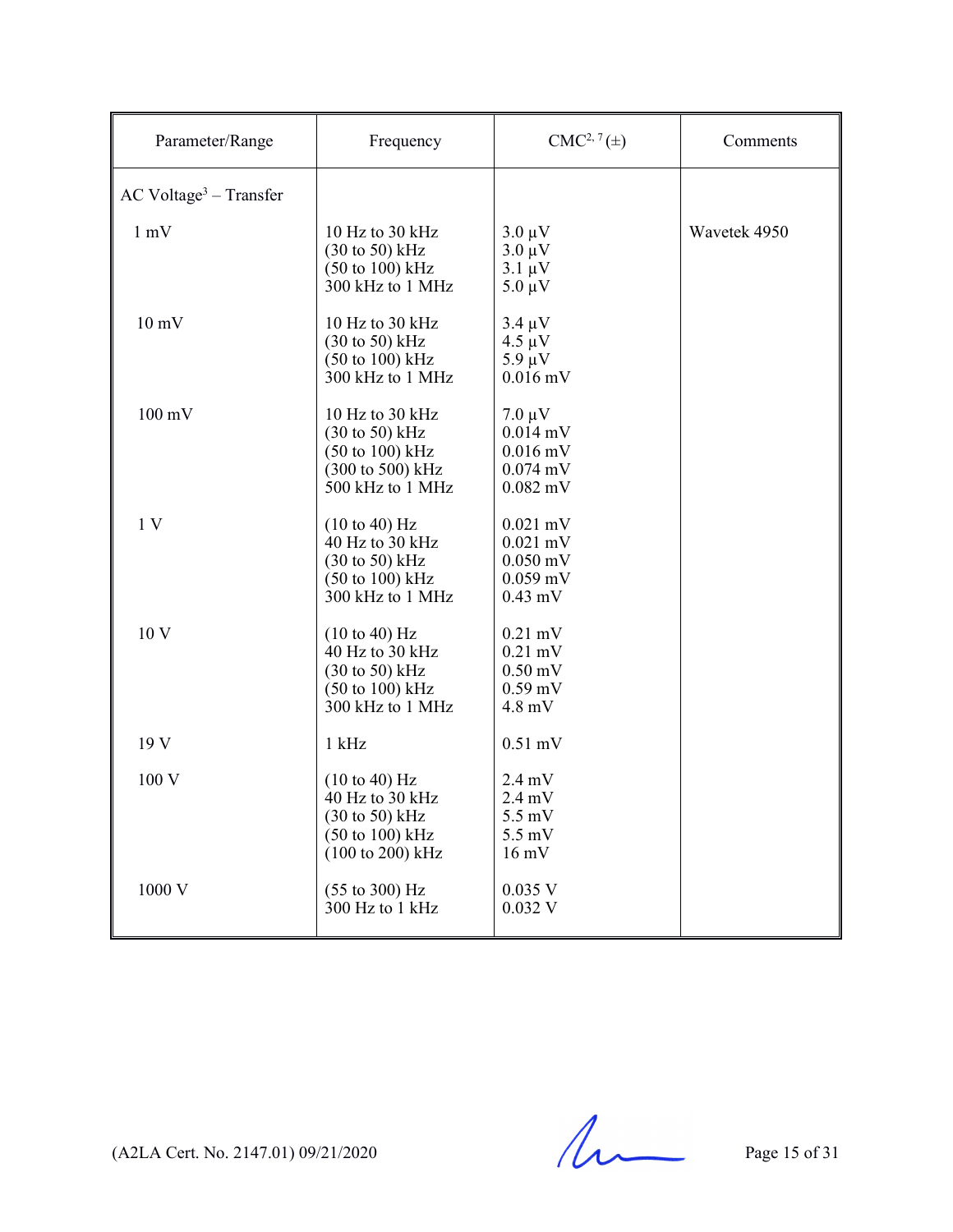| Parameter/Range | Frequency | CMC[2, 7] (±) | Comments |
|---|---|---|---|
| AC Voltage[3] – Transfer | | | |
| 1 mV | 10 Hz to 30 kHz<br>(30 to 50) kHz<br>(50 to 100) kHz<br>300 kHz to 1 MHz | 3.0 µV<br>3.0 µV<br>3.1 µV<br>5.0 µV | Wavetek 4950 |
| 10 mV | 10 Hz to 30 kHz<br>(30 to 50) kHz<br>(50 to 100) kHz<br>300 kHz to 1 MHz | 3.4 µV<br>4.5 µV<br>5.9 µV<br>0.016 mV | |
| 100 mV | 10 Hz to 30 kHz<br>(30 to 50) kHz<br>(50 to 100) kHz<br>(300 to 500) kHz<br>500 kHz to 1 MHz | 7.0 µV<br>0.014 mV<br>0.016 mV<br>0.074 mV<br>0.082 mV | |
| 1 V | (10 to 40) Hz<br>40 Hz to 30 kHz<br>(30 to 50) kHz<br>(50 to 100) kHz<br>300 kHz to 1 MHz | 0.021 mV<br>0.021 mV<br>0.050 mV<br>0.059 mV<br>0.43 mV | |
| 10 V | (10 to 40) Hz<br>40 Hz to 30 kHz<br>(30 to 50) kHz<br>(50 to 100) kHz<br>300 kHz to 1 MHz | 0.21 mV<br>0.21 mV<br>0.50 mV<br>0.59 mV<br>4.8 mV | |
| 19 V | 1 kHz | 0.51 mV | |
| 100 V | (10 to 40) Hz<br>40 Hz to 30 kHz<br>(30 to 50) kHz<br>(50 to 100) kHz<br>(100 to 200) kHz | 2.4 mV<br>2.4 mV<br>5.5 mV<br>5.5 mV<br>16 mV | |
| 1000 V | (55 to 300) Hz<br>300 Hz to 1 kHz | 0.035 V<br>0.032 V | |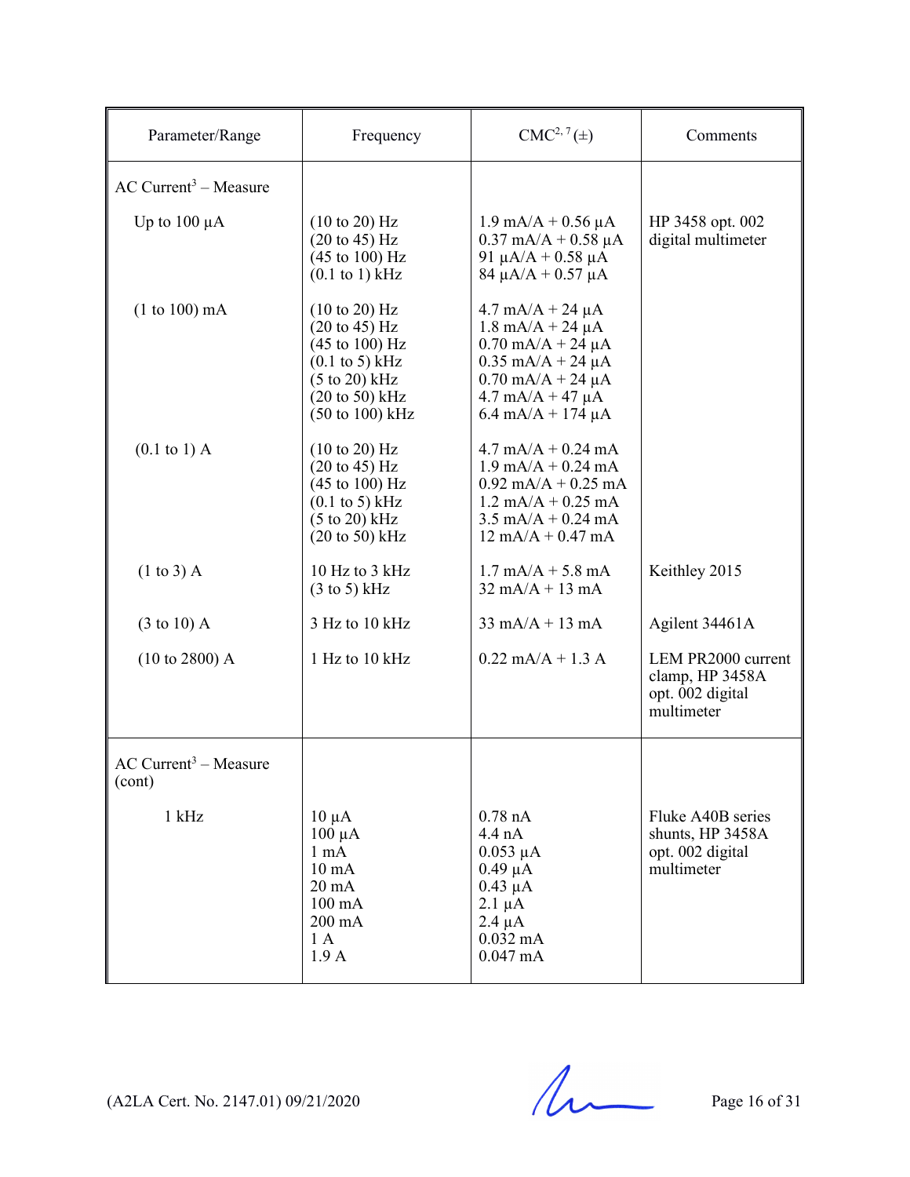| Parameter/Range | Frequency | CMC[2, 7] (±) | Comments |
|---|---|---|---|
| AC Current[3] – Measure | | | |
| Up to 100 µA | (10 to 20) Hz<br>(20 to 45) Hz<br>(45 to 100) Hz<br>(0.1 to 1) kHz | 1.9 mA/A + 0.56 µA<br>0.37 mA/A + 0.58 µA<br>91 µA/A + 0.58 µA<br>84 µA/A + 0.57 µA | HP 3458 opt. 002 digital multimeter |
| (1 to 100) mA | (10 to 20) Hz<br>(20 to 45) Hz<br>(45 to 100) Hz<br>(0.1 to 5) kHz<br>(5 to 20) kHz<br>(20 to 50) kHz<br>(50 to 100) kHz | 4.7 mA/A + 24 µA<br>1.8 mA/A + 24 µA<br>0.70 mA/A + 24 µA<br>0.35 mA/A + 24 µA<br>0.70 mA/A + 24 µA<br>4.7 mA/A + 47 µA<br>6.4 mA/A + 174 µA | |
| (0.1 to 1) A | (10 to 20) Hz<br>(20 to 45) Hz<br>(45 to 100) Hz<br>(0.1 to 5) kHz<br>(5 to 20) kHz<br>(20 to 50) kHz | 4.7 mA/A + 0.24 mA<br>1.9 mA/A + 0.24 mA<br>0.92 mA/A + 0.25 mA<br>1.2 mA/A + 0.25 mA<br>3.5 mA/A + 0.24 mA<br>12 mA/A + 0.47 mA | |
| (1 to 3) A | 10 Hz to 3 kHz<br>(3 to 5) kHz | 1.7 mA/A + 5.8 mA<br>32 mA/A + 13 mA | Keithley 2015 |
| (3 to 10) A | 3 Hz to 10 kHz | 33 mA/A + 13 mA | Agilent 34461A |
| (10 to 2800) A | 1 Hz to 10 kHz | 0.22 mA/A + 1.3 A | LEM PR2000 current clamp, HP 3458A opt. 002 digital multimeter |
| AC Current[3] – Measure (cont) | | | |
| 1 kHz | 10 µA<br>100 µA<br>1 mA<br>10 mA<br>20 mA<br>100 mA<br>200 mA<br>1 A<br>1.9 A | 0.78 nA<br>4.4 nA<br>0.053 µA<br>0.49 µA<br>0.43 µA<br>2.1 µA<br>2.4 µA<br>0.032 mA<br>0.047 mA | Fluke A40B series shunts, HP 3458A opt. 002 digital multimeter |

(A2LA Cert. No. 2147.01) 09/21/2020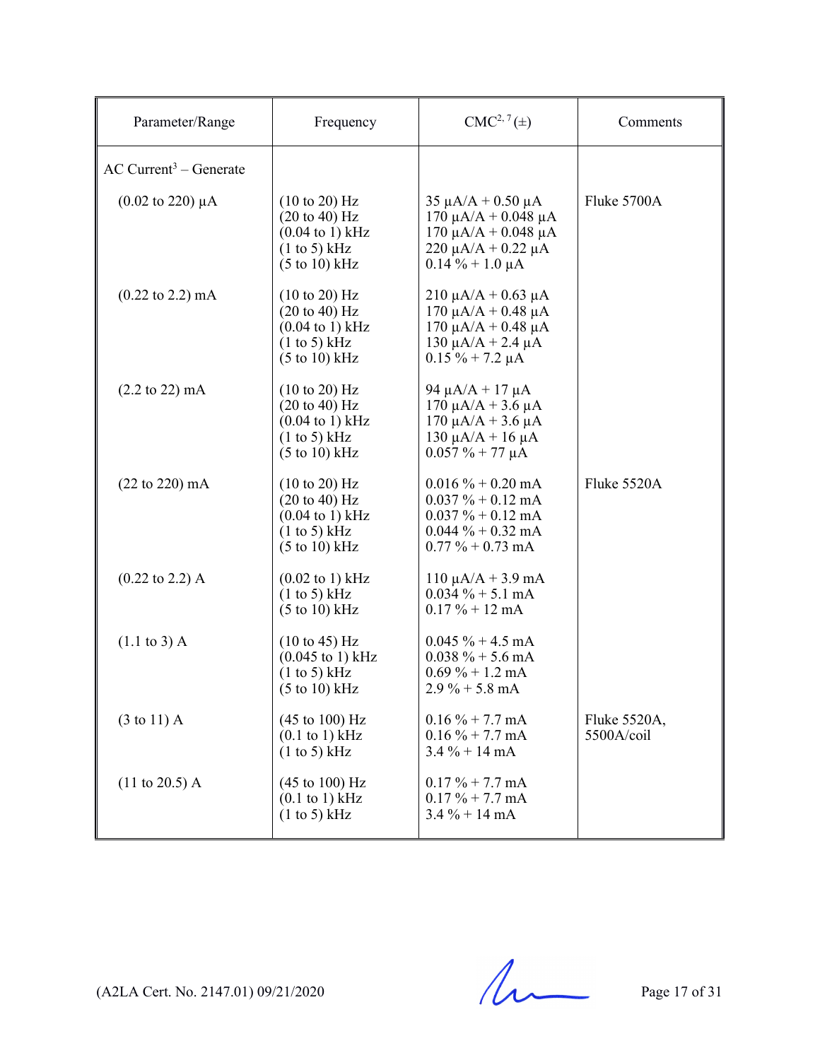| Parameter/Range | Frequency | CMC[2, 7] (±) | Comments |
|---|---|---|---|
| AC Current[3] – Generate | | | |
| (0.02 to 220) µA | (10 to 20) Hz<br>(20 to 40) Hz<br>(0.04 to 1) kHz<br>(1 to 5) kHz<br>(5 to 10) kHz | 35 µA/A + 0.50 µA<br>170 µA/A + 0.048 µA<br>170 µA/A + 0.048 µA<br>220 µA/A + 0.22 µA<br>0.14 % + 1.0 µA | Fluke 5700A |
| (0.22 to 2.2) mA | (10 to 20) Hz<br>(20 to 40) Hz<br>(0.04 to 1) kHz<br>(1 to 5) kHz<br>(5 to 10) kHz | 210 µA/A + 0.63 µA<br>170 µA/A + 0.48 µA<br>170 µA/A + 0.48 µA<br>130 µA/A + 2.4 µA<br>0.15 % + 7.2 µA | |
| (2.2 to 22) mA | (10 to 20) Hz<br>(20 to 40) Hz<br>(0.04 to 1) kHz<br>(1 to 5) kHz<br>(5 to 10) kHz | 94 µA/A + 17 µA<br>170 µA/A + 3.6 µA<br>170 µA/A + 3.6 µA<br>130 µA/A + 16 µA<br>0.057 % + 77 µA | |
| (22 to 220) mA | (10 to 20) Hz<br>(20 to 40) Hz<br>(0.04 to 1) kHz<br>(1 to 5) kHz<br>(5 to 10) kHz | 0.016 % + 0.20 mA<br>0.037 % + 0.12 mA<br>0.037 % + 0.12 mA<br>0.044 % + 0.32 mA<br>0.77 % + 0.73 mA | Fluke 5520A |
| (0.22 to 2.2) A | (0.02 to 1) kHz<br>(1 to 5) kHz<br>(5 to 10) kHz | 110 µA/A + 3.9 mA<br>0.034 % + 5.1 mA<br>0.17 % + 12 mA | |
| (1.1 to 3) A | (10 to 45) Hz<br>(0.045 to 1) kHz<br>(1 to 5) kHz<br>(5 to 10) kHz | 0.045 % + 4.5 mA<br>0.038 % + 5.6 mA<br>0.69 % + 1.2 mA<br>2.9 % + 5.8 mA | |
| (3 to 11) A | (45 to 100) Hz<br>(0.1 to 1) kHz<br>(1 to 5) kHz | 0.16 % + 7.7 mA<br>0.16 % + 7.7 mA<br>3.4 % + 14 mA | Fluke 5520A, 5500A/coil |
| (11 to 20.5) A | (45 to 100) Hz<br>(0.1 to 1) kHz<br>(1 to 5) kHz | 0.17 % + 7.7 mA<br>0.17 % + 7.7 mA<br>3.4 % + 14 mA | |

(A2LA Cert. No. 2147.01) 09/21/2020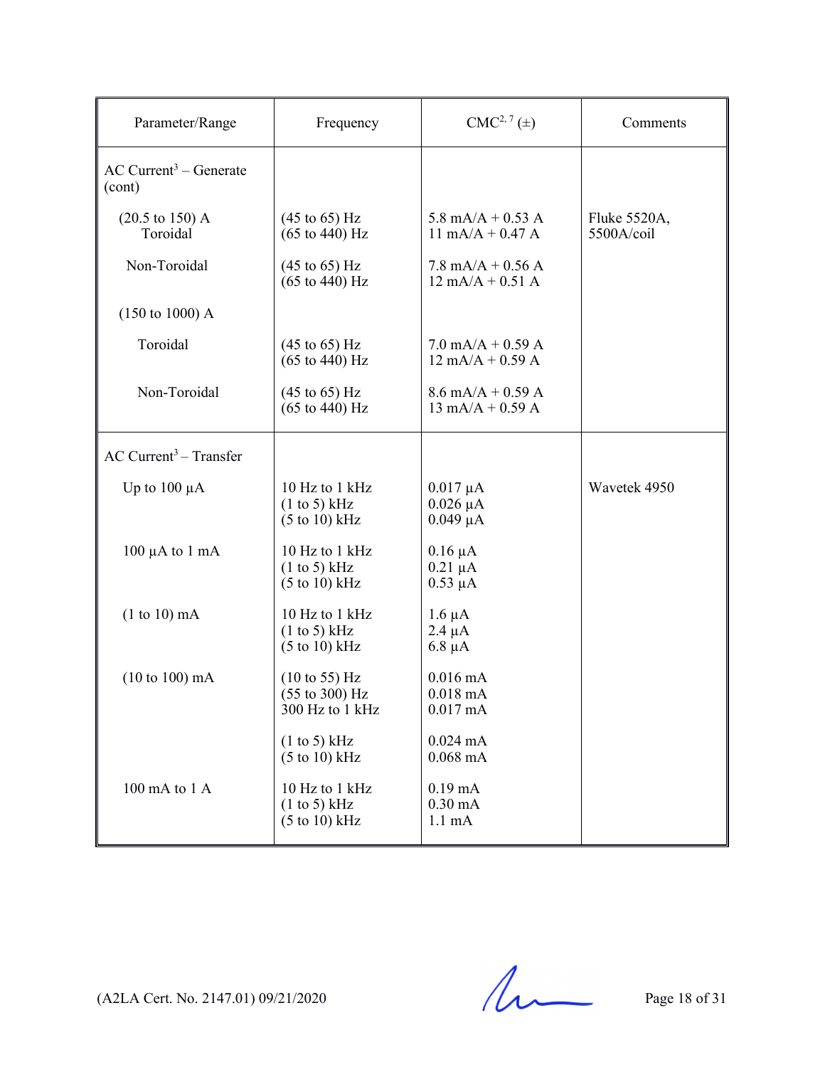| Parameter/Range | Frequency | CMC[2, 7] (±) | Comments |
|---|---|---|---|
| AC Current[3] – Generate (cont) | | | |
| (20.5 to 150) A Toroidal | (45 to 65) Hz<br>(65 to 440) Hz | 5.8 mA/A + 0.53 A<br>11 mA/A + 0.47 A | Fluke 5520A, 5500A/coil |
| Non-Toroidal | (45 to 65) Hz<br>(65 to 440) Hz | 7.8 mA/A + 0.56 A<br>12 mA/A + 0.51 A | |
| (150 to 1000) A | | | |
| Toroidal | (45 to 65) Hz<br>(65 to 440) Hz | 7.0 mA/A + 0.59 A<br>12 mA/A + 0.59 A | |
| Non-Toroidal | (45 to 65) Hz<br>(65 to 440) Hz | 8.6 mA/A + 0.59 A<br>13 mA/A + 0.59 A | |
| AC Current[3] – Transfer | | | |
| Up to 100 µA | 10 Hz to 1 kHz<br>(1 to 5) kHz<br>(5 to 10) kHz | 0.017 µA<br>0.026 µA<br>0.049 µA | Wavetek 4950 |
| 100 µA to 1 mA | 10 Hz to 1 kHz<br>(1 to 5) kHz<br>(5 to 10) kHz | 0.16 µA<br>0.21 µA<br>0.53 µA | |
| (1 to 10) mA | 10 Hz to 1 kHz<br>(1 to 5) kHz<br>(5 to 10) kHz | 1.6 µA<br>2.4 µA<br>6.8 µA | |
| (10 to 100) mA | (10 to 55) Hz<br>(55 to 300) Hz<br>300 Hz to 1 kHz | 0.016 mA<br>0.018 mA<br>0.017 mA | |
| | (1 to 5) kHz<br>(5 to 10) kHz | 0.024 mA<br>0.068 mA | |
| 100 mA to 1 A | 10 Hz to 1 kHz<br>(1 to 5) kHz<br>(5 to 10) kHz | 0.19 mA<br>0.30 mA<br>1.1 mA | |

(A2LA Cert. No. 2147.01) 09/21/2020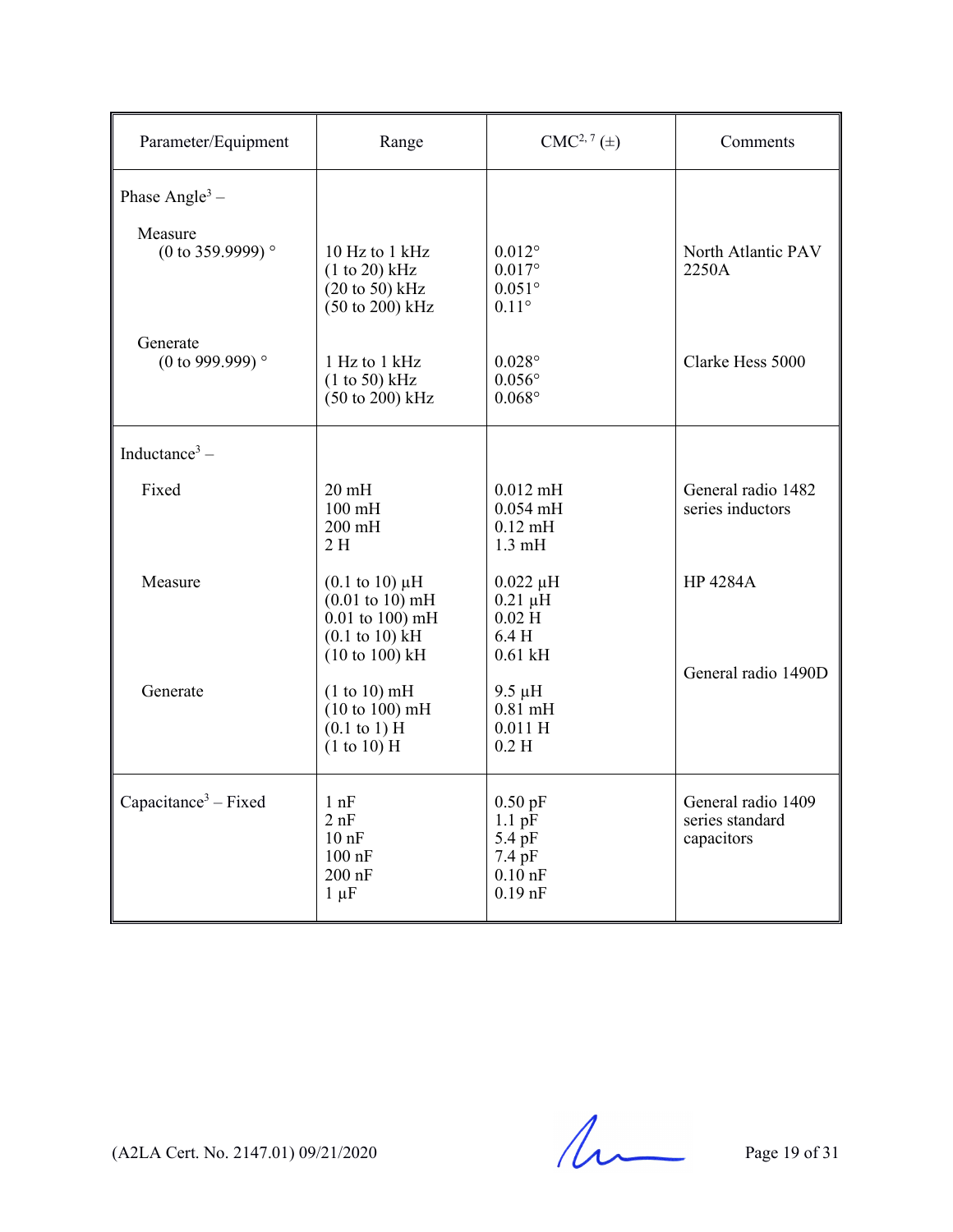| Parameter/Equipment | Range | CMC[2, 7] (±) | Comments |
|---|---|---|---|
| Phase Angle[3] – | | | |
| Measure (0 to 359.9999) ° | 10 Hz to 1 kHz<br>(1 to 20) kHz<br>(20 to 50) kHz<br>(50 to 200) kHz | 0.012°<br>0.017°<br>0.051°<br>0.11° | North Atlantic PAV 2250A |
| Generate (0 to 999.999) ° | 1 Hz to 1 kHz<br>(1 to 50) kHz<br>(50 to 200) kHz | 0.028°<br>0.056°<br>0.068° | Clarke Hess 5000 |
| Inductance[3] – | | | |
| Fixed | 20 mH<br>100 mH<br>200 mH<br>2 H | 0.012 mH<br>0.054 mH<br>0.12 mH<br>1.3 mH | General radio 1482 series inductors |
| Measure | (0.1 to 10) µH<br>(0.01 to 10) mH<br>0.01 to 100) mH<br>(0.1 to 10) kH<br>(10 to 100) kH | 0.022 µH<br>0.21 µH<br>0.02 H<br>6.4 H<br>0.61 kH | HP 4284A |
| Generate | (1 to 10) mH<br>(10 to 100) mH<br>(0.1 to 1) H<br>(1 to 10) H | 9.5 µH<br>0.81 mH<br>0.011 H<br>0.2 H | General radio 1490D |
| Capacitance[3] – Fixed | 1 nF<br>2 nF<br>10 nF<br>100 nF<br>200 nF<br>1 µF | 0.50 pF<br>1.1 pF<br>5.4 pF<br>7.4 pF<br>0.10 nF<br>0.19 nF | General radio 1409 series standard capacitors |

(A2LA Cert. No. 2147.01) 09/21/2020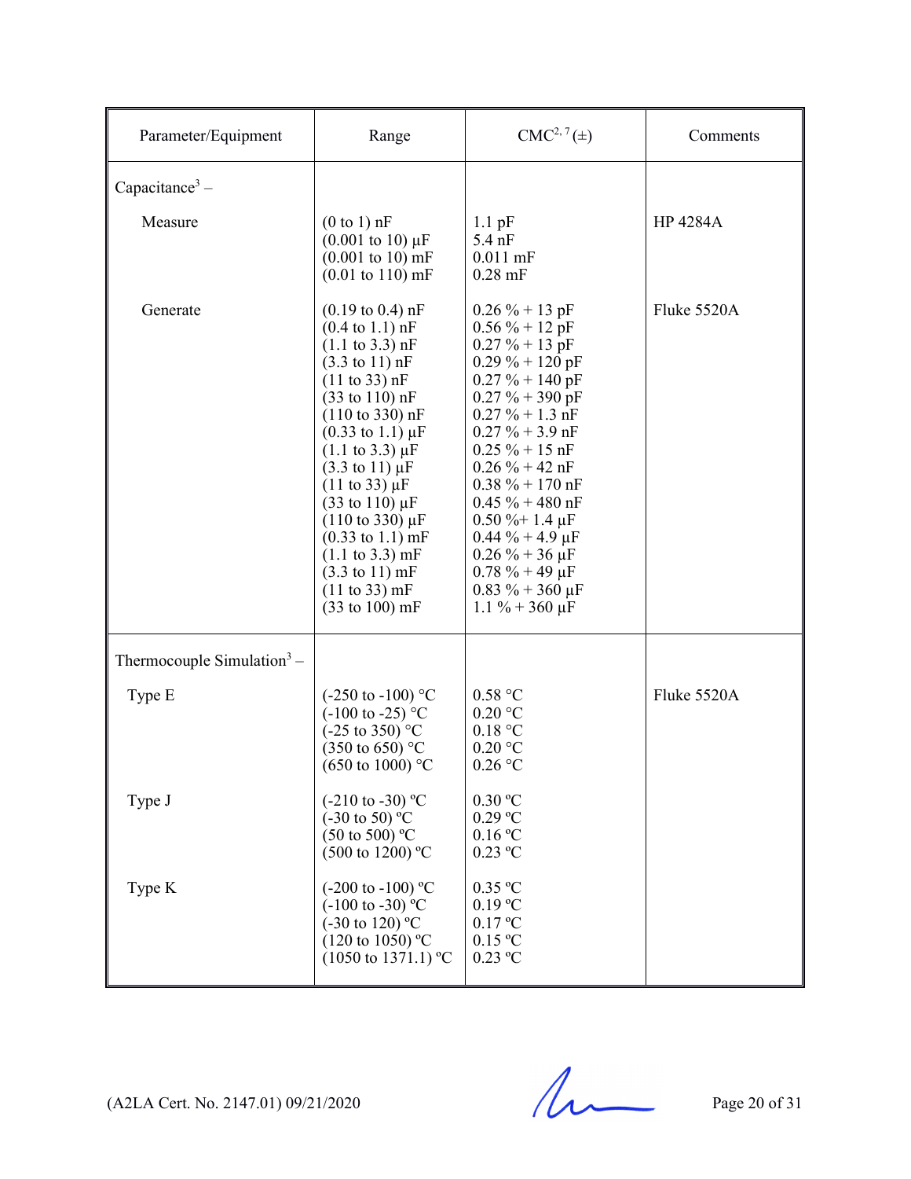| Parameter/Equipment | Range | CMC[2, 7] (±) | Comments |
|---|---|---|---|
| Capacitance[3] – | | | |
| Measure | (0 to 1) nF<br>(0.001 to 10) µF<br>(0.001 to 10) mF<br>(0.01 to 110) mF | 1.1 pF<br>5.4 nF<br>0.011 mF<br>0.28 mF | HP 4284A |
| Generate | (0.19 to 0.4) nF<br>(0.4 to 1.1) nF<br>(1.1 to 3.3) nF<br>(3.3 to 11) nF<br>(11 to 33) nF<br>(33 to 110) nF<br>(110 to 330) nF<br>(0.33 to 1.1) µF<br>(1.1 to 3.3) µF<br>(3.3 to 11) µF<br>(11 to 33) µF<br>(33 to 110) µF<br>(110 to 330) µF<br>(0.33 to 1.1) mF<br>(1.1 to 3.3) mF<br>(3.3 to 11) mF<br>(11 to 33) mF<br>(33 to 100) mF | 0.26 % + 13 pF<br>0.56 % + 12 pF<br>0.27 % + 13 pF<br>0.29 % + 120 pF<br>0.27 % + 140 pF<br>0.27 % + 390 pF<br>0.27 % + 1.3 nF<br>0.27 % + 3.9 nF<br>0.25 % + 15 nF<br>0.26 % + 42 nF<br>0.38 % + 170 nF<br>0.45 % + 480 nF<br>0.50 %+ 1.4 µF<br>0.44 % + 4.9 µF<br>0.26 % + 36 µF<br>0.78 % + 49 µF<br>0.83 % + 360 µF<br>1.1 % + 360 µF | Fluke 5520A |
| Thermocouple Simulation[3] – | | | |
| Type E | (-250 to -100) °C<br>(-100 to -25) °C<br>(-25 to 350) °C<br>(350 to 650) °C<br>(650 to 1000) °C | 0.58 °C<br>0.20 °C<br>0.18 °C<br>0.20 °C<br>0.26 °C | Fluke 5520A |
| Type J | (-210 to -30) ºC<br>(-30 to 50) ºC<br>(50 to 500) ºC<br>(500 to 1200) ºC | 0.30 ºC<br>0.29 ºC<br>0.16 ºC<br>0.23 ºC | |
| Type K | (-200 to -100) ºC<br>(-100 to -30) ºC<br>(-30 to 120) ºC<br>(120 to 1050) ºC<br>(1050 to 1371.1) ºC | 0.35 ºC<br>0.19 ºC<br>0.17 ºC<br>0.15 ºC<br>0.23 ºC | |

(A2LA Cert. No. 2147.01) 09/21/2020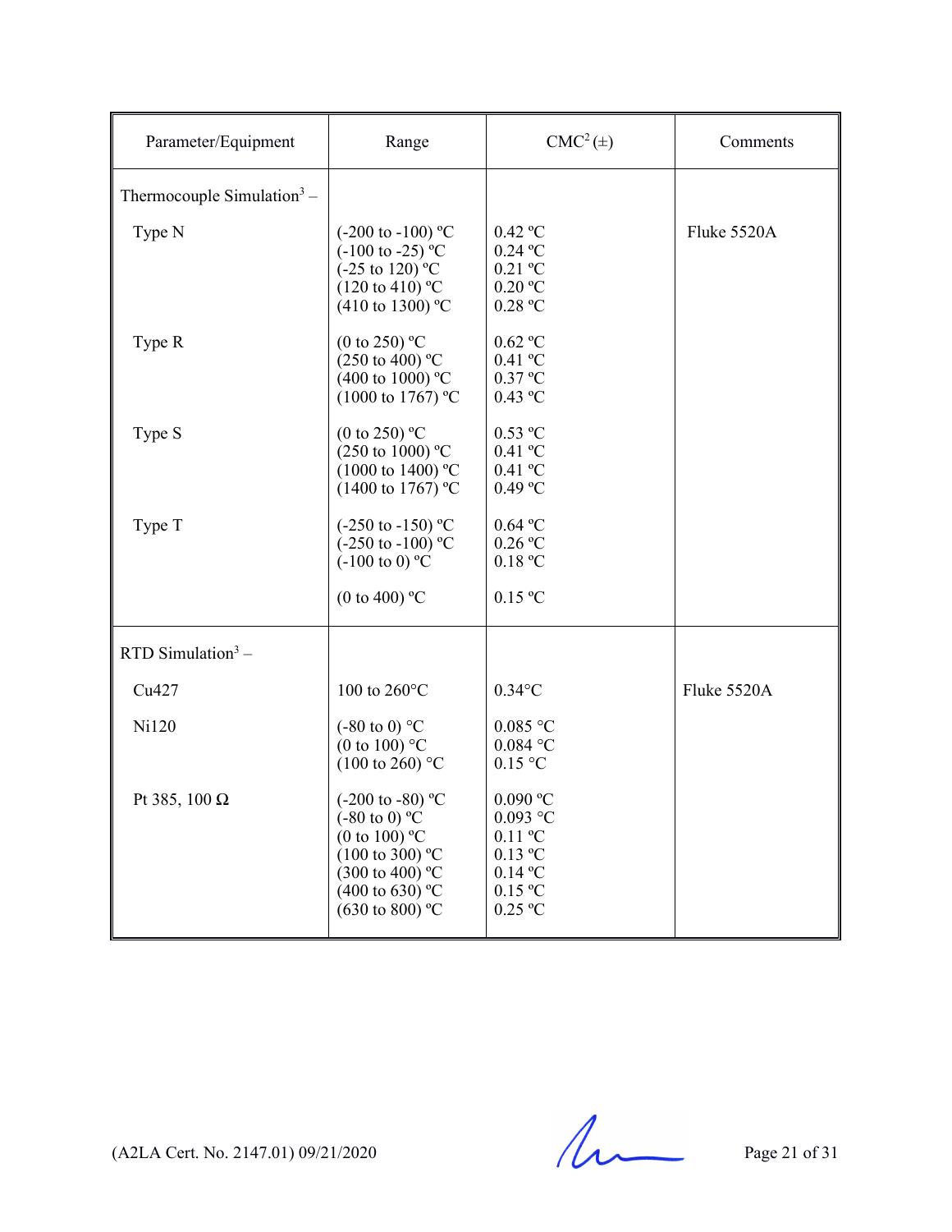| Parameter/Equipment | Range | CMC[2] (±) | Comments |
|---|---|---|---|
| Thermocouple Simulation[3] – | | | |
| Type N | (-200 to -100) ºC<br>(-100 to -25) ºC<br>(-25 to 120) ºC<br>(120 to 410) ºC<br>(410 to 1300) ºC | 0.42 ºC<br>0.24 ºC<br>0.21 ºC<br>0.20 ºC<br>0.28 ºC | Fluke 5520A |
| Type R | (0 to 250) ºC<br>(250 to 400) ºC<br>(400 to 1000) ºC<br>(1000 to 1767) ºC | 0.62 ºC<br>0.41 ºC<br>0.37 ºC<br>0.43 ºC | |
| Type S | (0 to 250) ºC<br>(250 to 1000) ºC<br>(1000 to 1400) ºC<br>(1400 to 1767) ºC | 0.53 ºC<br>0.41 ºC<br>0.41 ºC<br>0.49 ºC | |
| Type T | (-250 to -150) ºC<br>(-250 to -100) ºC<br>(-100 to 0) ºC<br><br>(0 to 400) ºC | 0.64 ºC<br>0.26 ºC<br>0.18 ºC<br><br>0.15 ºC | |
| RTD Simulation[3] – | | | |
| Cu427 | 100 to 260°C | 0.34°C | Fluke 5520A |
| Ni120 | (-80 to 0) °C<br>(0 to 100) °C<br>(100 to 260) °C | 0.085 °C<br>0.084 °C<br>0.15 °C | |
| Pt 385, 100 Ω | (-200 to -80) ºC<br>(-80 to 0) ºC<br>(0 to 100) ºC<br>(100 to 300) ºC<br>(300 to 400) ºC<br>(400 to 630) ºC<br>(630 to 800) ºC | 0.090 ºC<br>0.093 °C<br>0.11 ºC<br>0.13 ºC<br>0.14 ºC<br>0.15 ºC<br>0.25 ºC | |

(A2LA Cert. No. 2147.01) 09/21/2020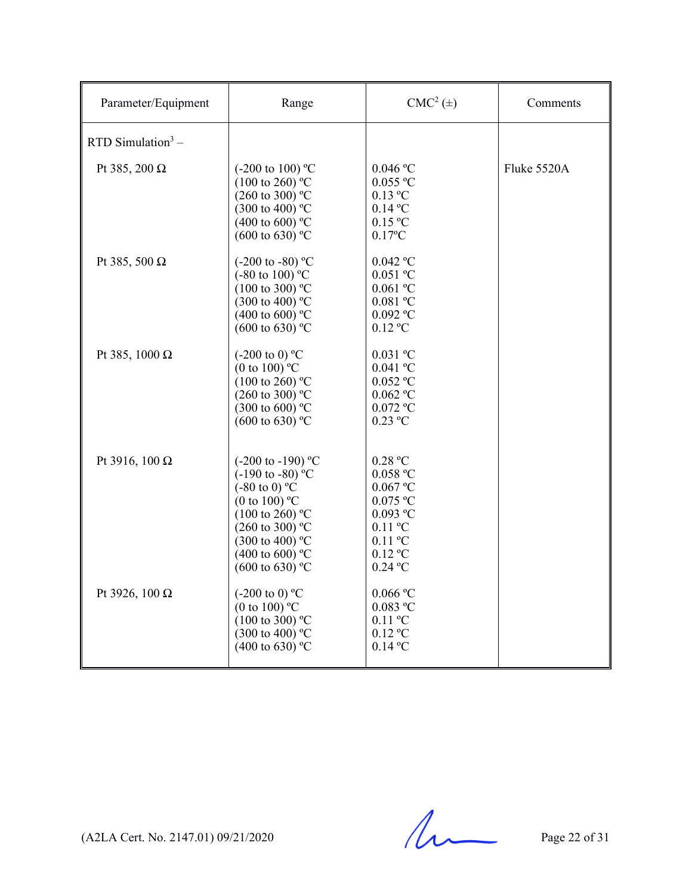| Parameter/Equipment | Range | CMC[2] (±) | Comments |
|---|---|---|---|
| RTD Simulation[3] – | | | |
| Pt 385, 200 Ω | (-200 to 100) ºC<br>(100 to 260) ºC<br>(260 to 300) ºC<br>(300 to 400) ºC<br>(400 to 600) ºC<br>(600 to 630) ºC | 0.046 ºC<br>0.055 ºC<br>0.13 ºC<br>0.14 ºC<br>0.15 ºC<br>0.17ºC | Fluke 5520A |
| Pt 385, 500 Ω | (-200 to -80) ºC<br>(-80 to 100) ºC<br>(100 to 300) ºC<br>(300 to 400) ºC<br>(400 to 600) ºC<br>(600 to 630) ºC | 0.042 ºC<br>0.051 ºC<br>0.061 ºC<br>0.081 ºC<br>0.092 ºC<br>0.12 ºC | |
| Pt 385, 1000 Ω | (-200 to 0) ºC<br>(0 to 100) ºC<br>(100 to 260) ºC<br>(260 to 300) ºC<br>(300 to 600) ºC<br>(600 to 630) ºC | 0.031 ºC<br>0.041 ºC<br>0.052 ºC<br>0.062 ºC<br>0.072 ºC<br>0.23 ºC | |
| Pt 3916, 100 Ω | (-200 to -190) ºC<br>(-190 to -80) ºC<br>(-80 to 0) ºC<br>(0 to 100) ºC<br>(100 to 260) ºC<br>(260 to 300) ºC<br>(300 to 400) ºC<br>(400 to 600) ºC<br>(600 to 630) ºC | 0.28 ºC<br>0.058 ºC<br>0.067 ºC<br>0.075 ºC<br>0.093 ºC<br>0.11 ºC<br>0.11 ºC<br>0.12 ºC<br>0.24 ºC | |
| Pt 3926, 100 Ω | (-200 to 0) ºC<br>(0 to 100) ºC<br>(100 to 300) ºC<br>(300 to 400) ºC<br>(400 to 630) ºC | 0.066 ºC<br>0.083 ºC<br>0.11 ºC<br>0.12 ºC<br>0.14 ºC | |

(A2LA Cert. No. 2147.01) 09/21/2020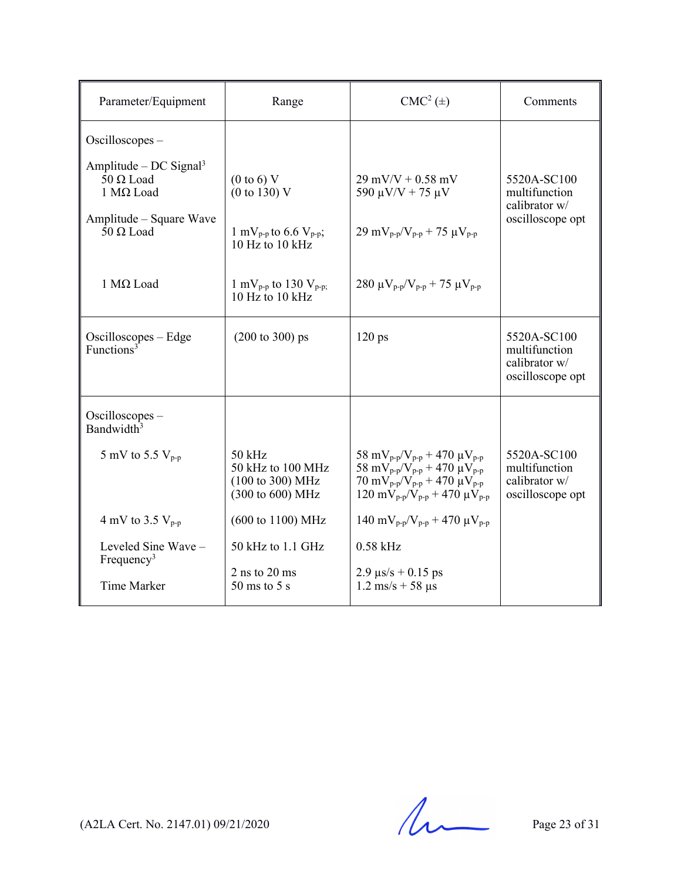| Parameter/Equipment | Range | CMC[2] (±) | Comments |
|---|---|---|---|
| Oscilloscopes –<br><br>Amplitude – DC Signal[3]<br>50 Ω Load<br>1 MΩ Load<br><br>Amplitude – Square Wave<br>50 Ω Load<br><br><br>1 MΩ Load | <br><br><br>(0 to 6) V<br>(0 to 130) V<br><br><br>1 $mV_{p-p}$ to 6.6 $V_{p-p}$;<br>10 Hz to 10 kHz<br><br>1 $mV_{p-p}$ to 130 $V_{p-p}$;<br>10 Hz to 10 kHz | <br><br><br>29 mV/V + 0.58 mV<br>590 µV/V + 75 µV<br><br><br>29 $mV_{p-p}/V_{p-p}$ + 75 $\mu V_{p-p}$<br><br><br>280 $\mu V_{p-p}/V_{p-p}$ + 75 $\mu V_{p-p}$ | <br><br><br>5520A-SC100 multifunction calibrator w/ oscilloscope opt |
| Oscilloscopes – Edge Functions[3] | (200 to 300) ps | 120 ps | 5520A-SC100 multifunction calibrator w/ oscilloscope opt |
| Oscilloscopes – Bandwidth[3]<br><br>5 mV to 5.5 $V_{p-p}$<br><br><br><br><br>4 mV to 3.5 $V_{p-p}$<br><br>Leveled Sine Wave – Frequency[3]<br><br>Time Marker | <br><br><br>50 kHz<br>50 kHz to 100 MHz<br>(100 to 300) MHz<br>(300 to 600) MHz<br><br>(600 to 1100) MHz<br><br>50 kHz to 1.1 GHz<br><br>2 ns to 20 ms<br>50 ms to 5 s | <br><br><br>58 $mV_{p-p}/V_{p-p}$ + 470 $\mu V_{p-p}$<br>58 $mV_{p-p}/V_{p-p}$ + 470 $\mu V_{p-p}$<br>70 $mV_{p-p}/V_{p-p}$ + 470 $\mu V_{p-p}$<br>120 $mV_{p-p}/V_{p-p}$ + 470 $\mu V_{p-p}$<br><br>140 $mV_{p-p}/V_{p-p}$ + 470 $\mu V_{p-p}$<br><br>0.58 kHz<br><br>2.9 µs/s + 0.15 ps<br>1.2 ms/s + 58 µs | <br><br><br>5520A-SC100 multifunction calibrator w/ oscilloscope opt |

(A2LA Cert. No. 2147.01) 09/21/2020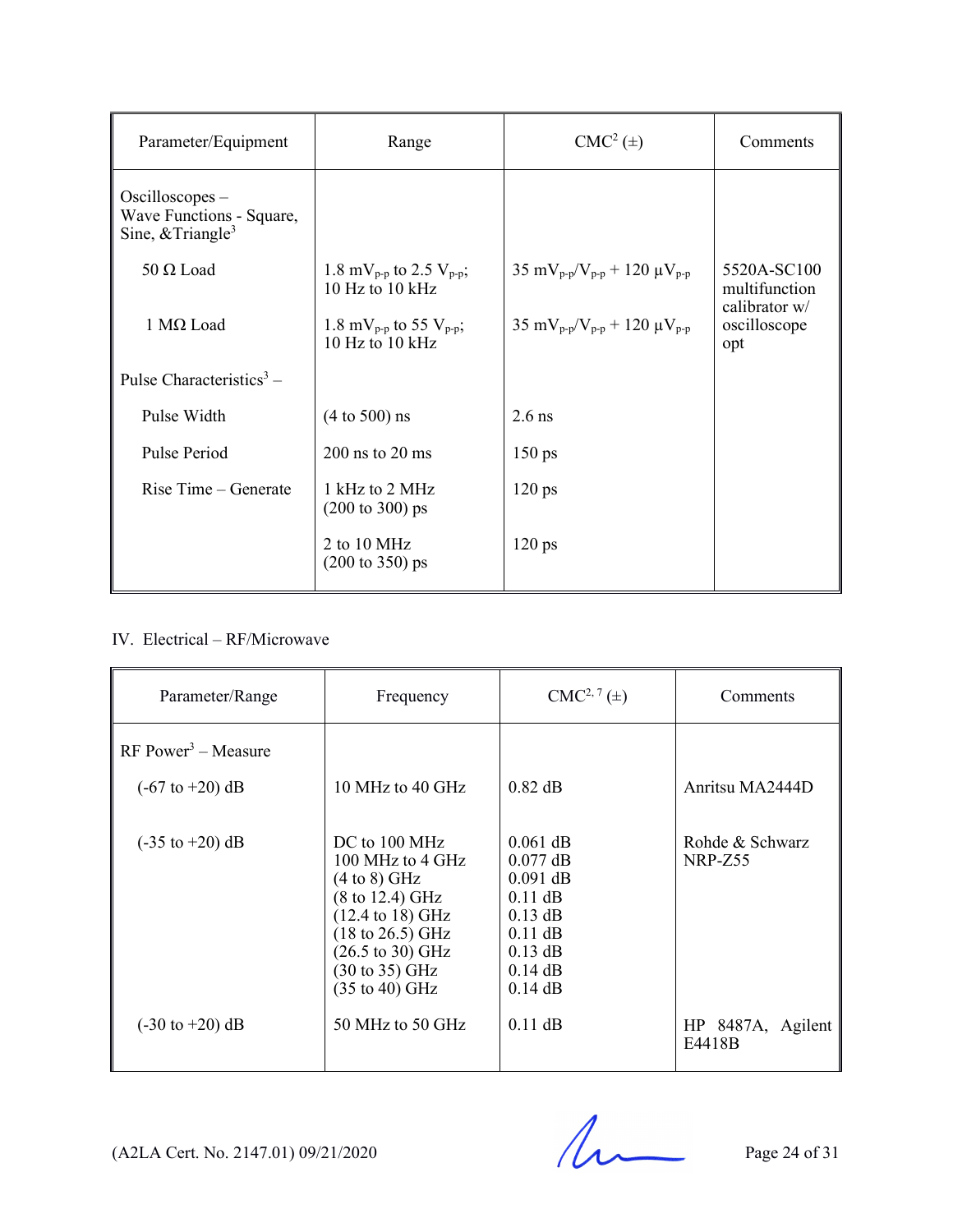| Parameter/Equipment | Range | CMC[2] (±) | Comments |
|---|---|---|---|
| Oscilloscopes – Wave Functions - Square, Sine, &Triangle[3] | | | |
| 50 Ω Load | 1.8 $mV_{p-p}$ to 2.5 $V_{p-p}$; 10 Hz to 10 kHz | 35 $mV_{p-p}/V_{p-p}$ + 120 $\mu V_{p-p}$ | 5520A-SC100 multifunction calibrator w/ oscilloscope opt |
| 1 MΩ Load | 1.8 $mV_{p-p}$ to 55 $V_{p-p}$; 10 Hz to 10 kHz | 35 $mV_{p-p}/V_{p-p}$ + 120 $\mu V_{p-p}$ | |
| Pulse Characteristics[3] – | | | |
| Pulse Width | (4 to 500) ns | 2.6 ns | |
| Pulse Period | 200 ns to 20 ms | 150 ps | |
| Rise Time – Generate | 1 kHz to 2 MHz (200 to 300) ps | 120 ps | |
| | 2 to 10 MHz (200 to 350) ps | 120 ps | |

IV. Electrical – RF/Microwave

| Parameter/Range | Frequency | CMC[2, 7] (±) | Comments |
|---|---|---|---|
| RF Power[3] – Measure | | | |
| (-67 to +20) dB | 10 MHz to 40 GHz | 0.82 dB | Anritsu MA2444D |
| (-35 to +20) dB | DC to 100 MHz<br>100 MHz to 4 GHz<br>(4 to 8) GHz<br>(8 to 12.4) GHz<br>(12.4 to 18) GHz<br>(18 to 26.5) GHz<br>(26.5 to 30) GHz<br>(30 to 35) GHz<br>(35 to 40) GHz | 0.061 dB<br>0.077 dB<br>0.091 dB<br>0.11 dB<br>0.13 dB<br>0.11 dB<br>0.13 dB<br>0.14 dB<br>0.14 dB | Rohde & Schwarz NRP-Z55 |
| (-30 to +20) dB | 50 MHz to 50 GHz | 0.11 dB | HP 8487A, Agilent E4418B |

(A2LA Cert. No. 2147.01) 09/21/2020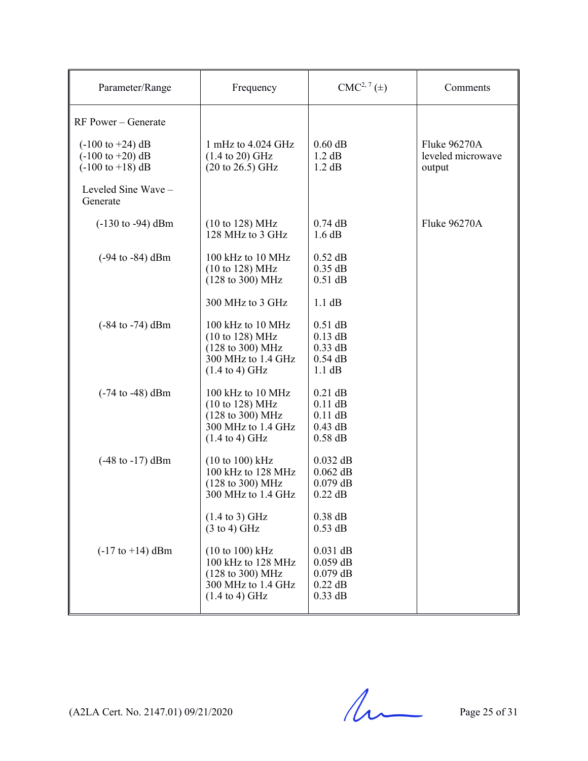| Parameter/Range | Frequency | CMC[2, 7] (±) | Comments |
|---|---|---|---|
| RF Power – Generate | | | |
| (-100 to +24) dB<br>(-100 to +20) dB<br>(-100 to +18) dB | 1 mHz to 4.024 GHz<br>(1.4 to 20) GHz<br>(20 to 26.5) GHz | 0.60 dB<br>1.2 dB<br>1.2 dB | Fluke 96270A leveled microwave output |
| Leveled Sine Wave – Generate | | | |
| (-130 to -94) dBm | (10 to 128) MHz<br>128 MHz to 3 GHz | 0.74 dB<br>1.6 dB | Fluke 96270A |
| (-94 to -84) dBm | 100 kHz to 10 MHz<br>(10 to 128) MHz<br>(128 to 300) MHz<br>300 MHz to 3 GHz | 0.52 dB<br>0.35 dB<br>0.51 dB<br>1.1 dB | |
| (-84 to -74) dBm | 100 kHz to 10 MHz<br>(10 to 128) MHz<br>(128 to 300) MHz<br>300 MHz to 1.4 GHz<br>(1.4 to 4) GHz | 0.51 dB<br>0.13 dB<br>0.33 dB<br>0.54 dB<br>1.1 dB | |
| (-74 to -48) dBm | 100 kHz to 10 MHz<br>(10 to 128) MHz<br>(128 to 300) MHz<br>300 MHz to 1.4 GHz<br>(1.4 to 4) GHz | 0.21 dB<br>0.11 dB<br>0.11 dB<br>0.43 dB<br>0.58 dB | |
| (-48 to -17) dBm | (10 to 100) kHz<br>100 kHz to 128 MHz<br>(128 to 300) MHz<br>300 MHz to 1.4 GHz<br>(1.4 to 3) GHz<br>(3 to 4) GHz | 0.032 dB<br>0.062 dB<br>0.079 dB<br>0.22 dB<br>0.38 dB<br>0.53 dB | |
| (-17 to +14) dBm | (10 to 100) kHz<br>100 kHz to 128 MHz<br>(128 to 300) MHz<br>300 MHz to 1.4 GHz<br>(1.4 to 4) GHz | 0.031 dB<br>0.059 dB<br>0.079 dB<br>0.22 dB<br>0.33 dB | |

(A2LA Cert. No. 2147.01) 09/21/2020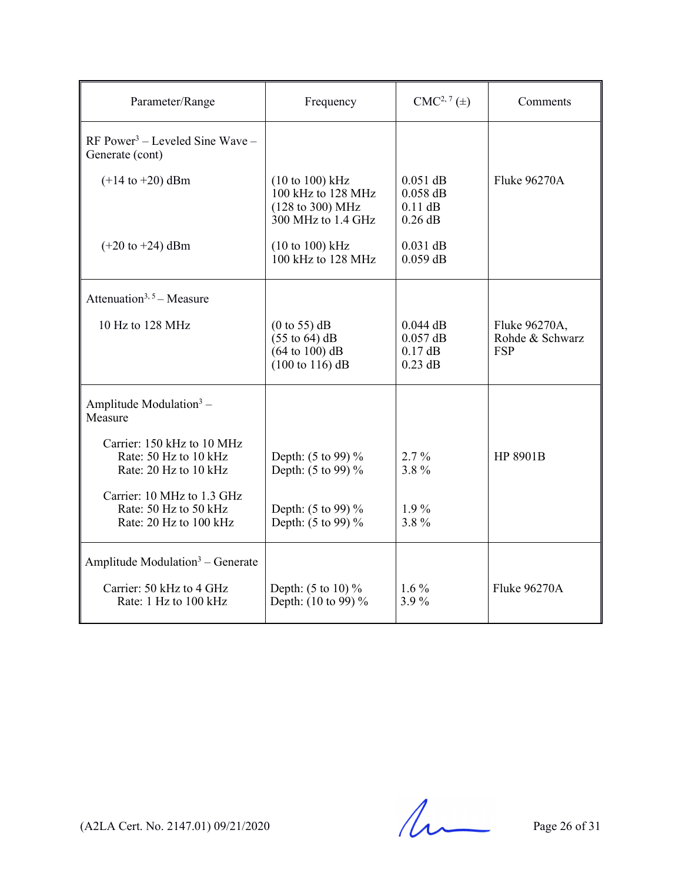| Parameter/Range | Frequency | CMC[2, 7] (±) | Comments |
|---|---|---|---|
| RF Power[3] – Leveled Sine Wave – Generate (cont) | | | |
| (+14 to +20) dBm | (10 to 100) kHz<br>100 kHz to 128 MHz<br>(128 to 300) MHz<br>300 MHz to 1.4 GHz | 0.051 dB<br>0.058 dB<br>0.11 dB<br>0.26 dB | Fluke 96270A |
| (+20 to +24) dBm | (10 to 100) kHz<br>100 kHz to 128 MHz | 0.031 dB<br>0.059 dB | |
| Attenuation[3, 5] – Measure | | | |
| 10 Hz to 128 MHz | (0 to 55) dB<br>(55 to 64) dB<br>(64 to 100) dB<br>(100 to 116) dB | 0.044 dB<br>0.057 dB<br>0.17 dB<br>0.23 dB | Fluke 96270A, Rohde & Schwarz FSP |
| Amplitude Modulation[3] – Measure | | | |
| Carrier: 150 kHz to 10 MHz<br>Rate: 50 Hz to 10 kHz<br>Rate: 20 Hz to 10 kHz | <br>Depth: (5 to 99) %<br>Depth: (5 to 99) % | <br>2.7 %<br>3.8 % | <br>HP 8901B |
| Carrier: 10 MHz to 1.3 GHz<br>Rate: 50 Hz to 50 kHz<br>Rate: 20 Hz to 100 kHz | <br>Depth: (5 to 99) %<br>Depth: (5 to 99) % | <br>1.9 %<br>3.8 % | |
| Amplitude Modulation[3] – Generate | | | |
| Carrier: 50 kHz to 4 GHz<br>Rate: 1 Hz to 100 kHz | Depth: (5 to 10) %<br>Depth: (10 to 99) % | 1.6 %<br>3.9 % | Fluke 96270A |

(A2LA Cert. No. 2147.01) 09/21/2020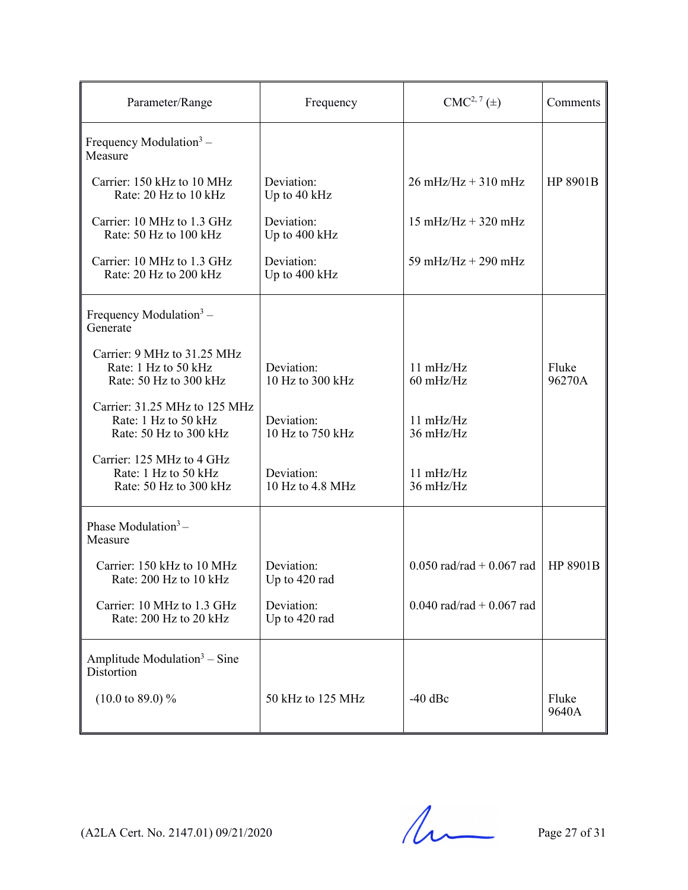| Parameter/Range | Frequency | CMC[2, 7] (±) | Comments |
|---|---|---|---|
| Frequency Modulation[3] – Measure | | | |
| Carrier: 150 kHz to 10 MHz<br>Rate: 20 Hz to 10 kHz | Deviation:<br>Up to 40 kHz | 26 mHz/Hz + 310 mHz | HP 8901B |
| Carrier: 10 MHz to 1.3 GHz<br>Rate: 50 Hz to 100 kHz | Deviation:<br>Up to 400 kHz | 15 mHz/Hz + 320 mHz | |
| Carrier: 10 MHz to 1.3 GHz<br>Rate: 20 Hz to 200 kHz | Deviation:<br>Up to 400 kHz | 59 mHz/Hz + 290 mHz | |
| Frequency Modulation[3] – Generate | | | |
| Carrier: 9 MHz to 31.25 MHz<br>Rate: 1 Hz to 50 kHz<br>Rate: 50 Hz to 300 kHz | Deviation:<br>10 Hz to 300 kHz | 11 mHz/Hz<br>60 mHz/Hz | Fluke 96270A |
| Carrier: 31.25 MHz to 125 MHz<br>Rate: 1 Hz to 50 kHz<br>Rate: 50 Hz to 300 kHz | Deviation:<br>10 Hz to 750 kHz | 11 mHz/Hz<br>36 mHz/Hz | |
| Carrier: 125 MHz to 4 GHz<br>Rate: 1 Hz to 50 kHz<br>Rate: 50 Hz to 300 kHz | Deviation:<br>10 Hz to 4.8 MHz | 11 mHz/Hz<br>36 mHz/Hz | |
| Phase Modulation[3] – Measure | | | |
| Carrier: 150 kHz to 10 MHz<br>Rate: 200 Hz to 10 kHz | Deviation:<br>Up to 420 rad | 0.050 rad/rad + 0.067 rad | HP 8901B |
| Carrier: 10 MHz to 1.3 GHz<br>Rate: 200 Hz to 20 kHz | Deviation:<br>Up to 420 rad | 0.040 rad/rad + 0.067 rad | |
| Amplitude Modulation[3] – Sine Distortion | | | |
| (10.0 to 89.0) % | 50 kHz to 125 MHz | -40 dBc | Fluke 9640A |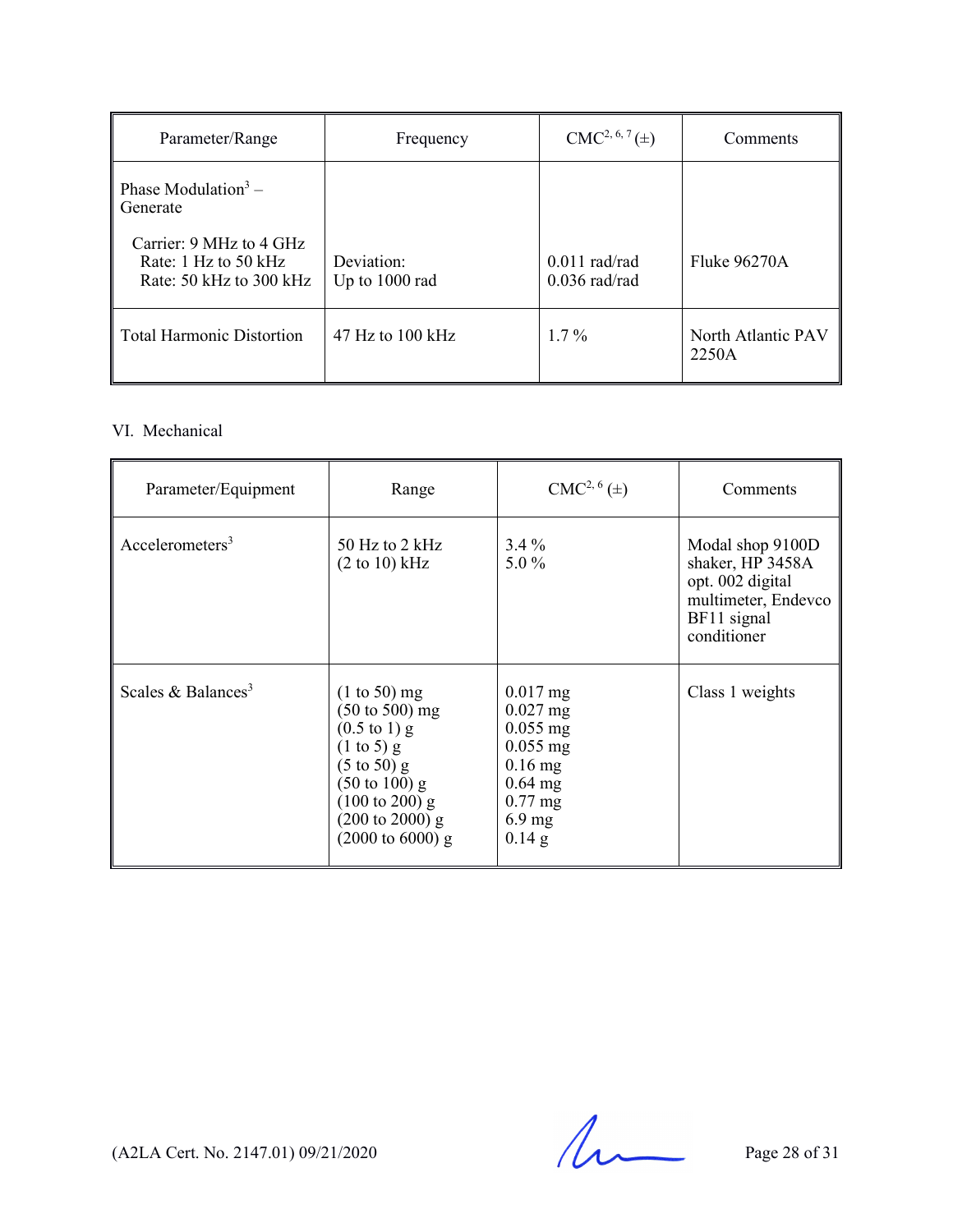| Parameter/Range | Frequency | CMC[2, 6, 7] (±) | Comments |
|---|---|---|---|
| Phase Modulation[3] – Generate<br><br>Carrier: 9 MHz to 4 GHz<br>Rate: 1 Hz to 50 kHz<br>Rate: 50 kHz to 300 kHz | Deviation:<br>Up to 1000 rad | 0.011 rad/rad<br>0.036 rad/rad | Fluke 96270A |
| Total Harmonic Distortion | 47 Hz to 100 kHz | 1.7 % | North Atlantic PAV 2250A |

VI. Mechanical

| Parameter/Equipment | Range | CMC[2, 6] (±) | Comments |
|---|---|---|---|
| Accelerometers[3] | 50 Hz to 2 kHz<br>(2 to 10) kHz | 3.4 %<br>5.0 % | Modal shop 9100D shaker, HP 3458A opt. 002 digital multimeter, Endevco BF11 signal conditioner |
| Scales & Balances[3] | (1 to 50) mg<br>(50 to 500) mg<br>(0.5 to 1) g<br>(1 to 5) g<br>(5 to 50) g<br>(50 to 100) g<br>(100 to 200) g<br>(200 to 2000) g<br>(2000 to 6000) g | 0.017 mg<br>0.027 mg<br>0.055 mg<br>0.055 mg<br>0.16 mg<br>0.64 mg<br>0.77 mg<br>6.9 mg<br>0.14 g | Class 1 weights |

(A2LA Cert. No. 2147.01) 09/21/2020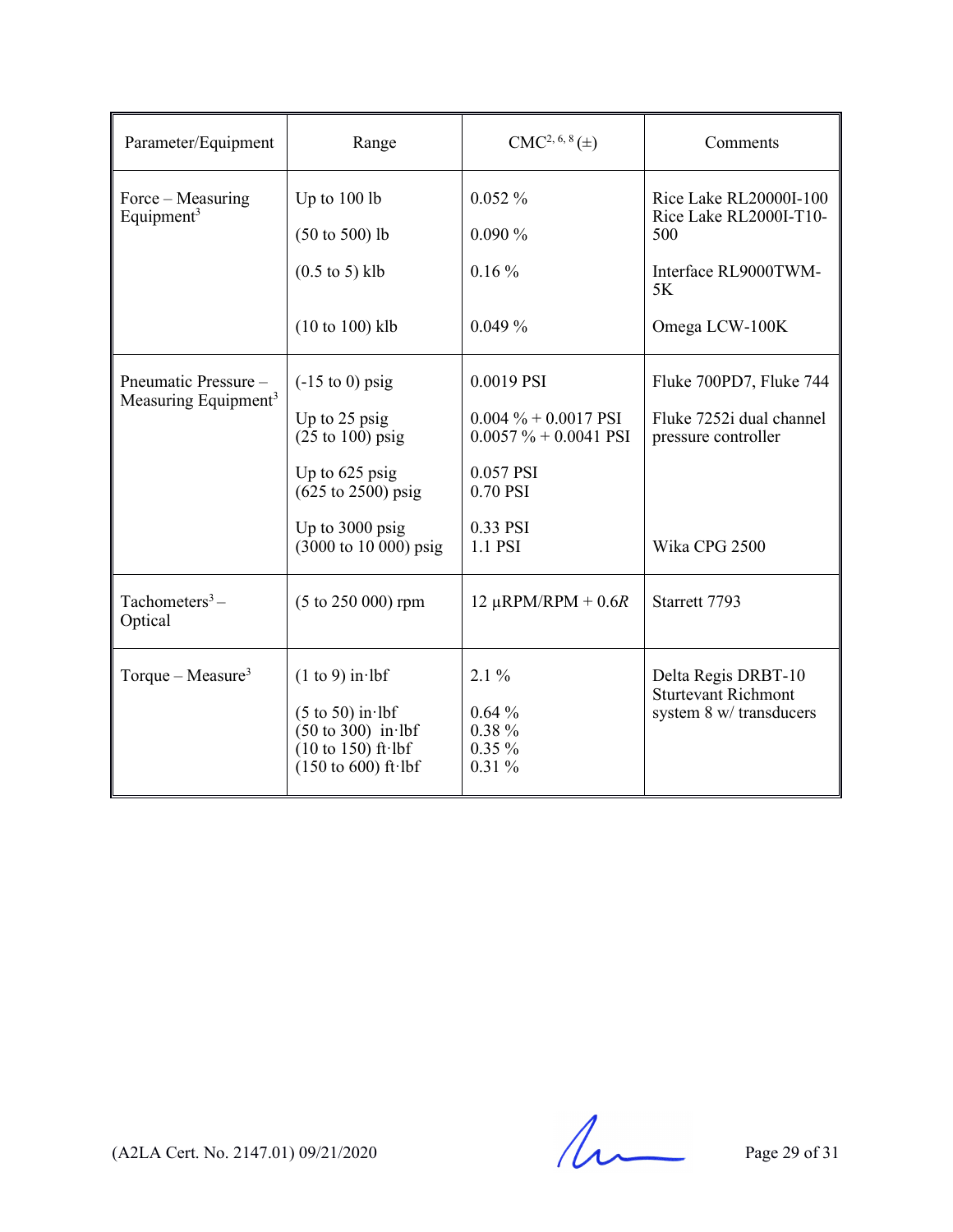| Parameter/Equipment | Range | CMC[2, 6, 8] (±) | Comments |
|---|---|---|---|
| Force – Measuring Equipment[3] | Up to 100 lb<br>(50 to 500) lb<br>(0.5 to 5) klb<br>(10 to 100) klb | 0.052 %<br>0.090 %<br>0.16 %<br>0.049 % | Rice Lake RL20000I-100<br>Rice Lake RL2000I-T10-500<br>Interface RL9000TWM-5K<br>Omega LCW-100K |
| Pneumatic Pressure – Measuring Equipment[3] | (-15 to 0) psig<br>Up to 25 psig<br>(25 to 100) psig<br>Up to 625 psig<br>(625 to 2500) psig<br>Up to 3000 psig<br>(3000 to 10 000) psig | 0.0019 PSI<br>0.004 % + 0.0017 PSI<br>0.0057 % + 0.0041 PSI<br>0.057 PSI<br>0.70 PSI<br>0.33 PSI<br>1.1 PSI | Fluke 700PD7, Fluke 744<br>Fluke 7252i dual channel pressure controller<br>Wika CPG 2500 |
| Tachometers[3] – Optical | (5 to 250 000) rpm | 12 µRPM/RPM + 0.6$R$ | Starrett 7793 |
| Torque – Measure[3] | (1 to 9) in·lbf<br>(5 to 50) in·lbf<br>(50 to 300) in·lbf<br>(10 to 150) ft·lbf<br>(150 to 600) ft·lbf | 2.1 %<br>0.64 %<br>0.38 %<br>0.35 %<br>0.31 % | Delta Regis DRBT-10<br>Sturtevant Richmont system 8 w/ transducers |

(A2LA Cert. No. 2147.01) 09/21/2020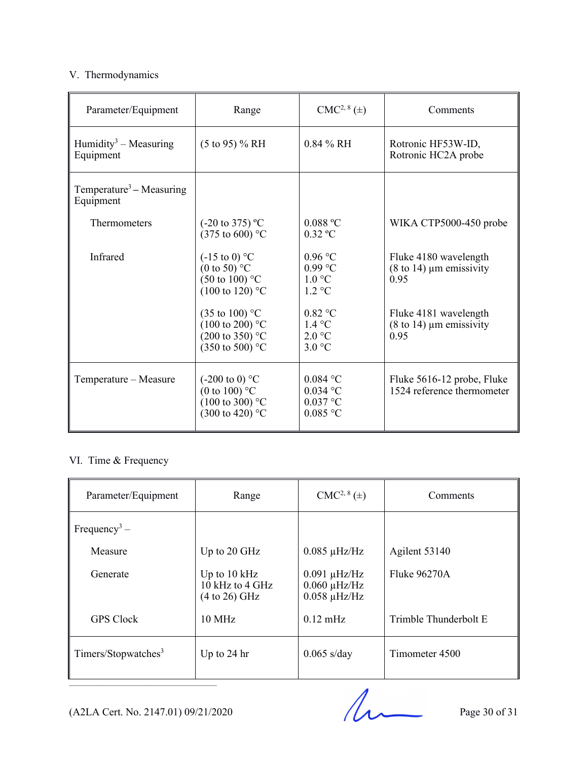## V. Thermodynamics

| Parameter/Equipment | Range | CMC[2, 8] (±) | Comments |
|---|---|---|---|
| Humidity[3] – Measuring Equipment | (5 to 95) % RH | 0.84 % RH | Rotronic HF53W-ID, Rotronic HC2A probe |
| Temperature[3] – Measuring Equipment | | | |
| Thermometers | (-20 to 375) ºC<br>(375 to 600) °C | 0.088 ºC<br>0.32 ºC | WIKA CTP5000-450 probe |
| Infrared | (-15 to 0) °C<br>(0 to 50) °C<br>(50 to 100) °C<br>(100 to 120) °C | 0.96 °C<br>0.99 °C<br>1.0 °C<br>1.2 °C | Fluke 4180 wavelength (8 to 14) µm emissivity 0.95 |
| | (35 to 100) °C<br>(100 to 200) °C<br>(200 to 350) °C<br>(350 to 500) °C | 0.82 °C<br>1.4 °C<br>2.0 °C<br>3.0 °C | Fluke 4181 wavelength (8 to 14) µm emissivity 0.95 |
| Temperature – Measure | (-200 to 0) °C<br>(0 to 100) °C<br>(100 to 300) °C<br>(300 to 420) °C | 0.084 °C<br>0.034 °C<br>0.037 °C<br>0.085 °C | Fluke 5616-12 probe, Fluke 1524 reference thermometer |

## VI. Time & Frequency

| Parameter/Equipment | Range | CMC[2, 8] (±) | Comments |
|---|---|---|---|
| Frequency[3] – | | | |
| Measure | Up to 20 GHz | 0.085 µHz/Hz | Agilent 53140 |
| Generate | Up to 10 kHz<br>10 kHz to 4 GHz<br>(4 to 26) GHz | 0.091 µHz/Hz<br>0.060 µHz/Hz<br>0.058 µHz/Hz | Fluke 96270A |
| GPS Clock | 10 MHz | 0.12 mHz | Trimble Thunderbolt E |
| Timers/Stopwatches[3] | Up to 24 hr | 0.065 s/day | Timometer 4500 |

(A2LA Cert. No. 2147.01) 09/21/2020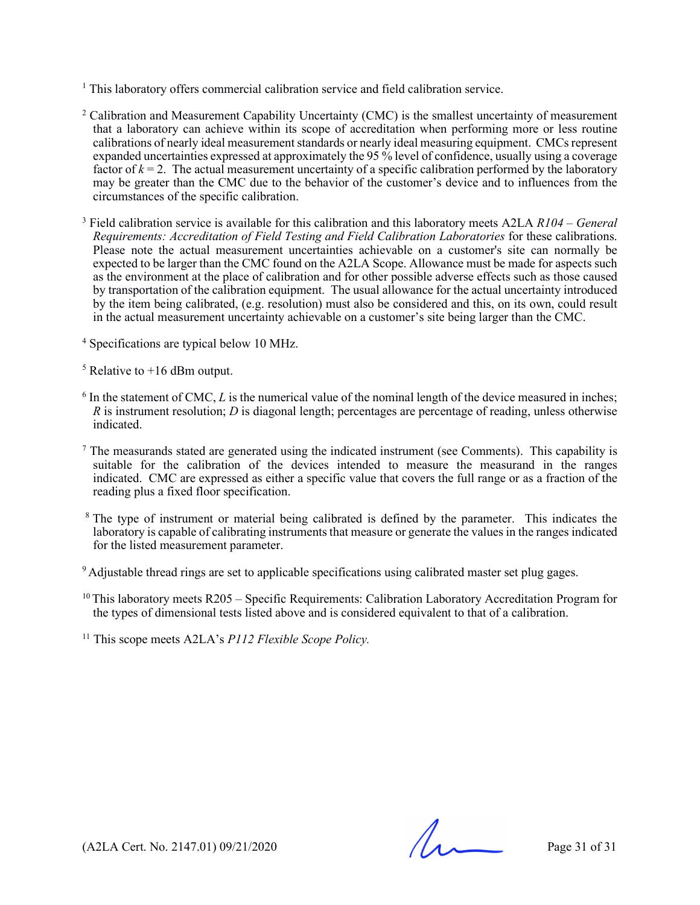[1] This laboratory offers commercial calibration service and field calibration service.

[2] Calibration and Measurement Capability Uncertainty (CMC) is the smallest uncertainty of measurement that a laboratory can achieve within its scope of accreditation when performing more or less routine calibrations of nearly ideal measurement standards or nearly ideal measuring equipment. CMCs represent expanded uncertainties expressed at approximately the 95 % level of confidence, usually using a coverage factor of $k = 2$. The actual measurement uncertainty of a specific calibration performed by the laboratory may be greater than the CMC due to the behavior of the customer's device and to influences from the circumstances of the specific calibration.

[3] Field calibration service is available for this calibration and this laboratory meets A2LA *R104 – General Requirements: Accreditation of Field Testing and Field Calibration Laboratories* for these calibrations. Please note the actual measurement uncertainties achievable on a customer's site can normally be expected to be larger than the CMC found on the A2LA Scope. Allowance must be made for aspects such as the environment at the place of calibration and for other possible adverse effects such as those caused by transportation of the calibration equipment. The usual allowance for the actual uncertainty introduced by the item being calibrated, (e.g. resolution) must also be considered and this, on its own, could result in the actual measurement uncertainty achievable on a customer's site being larger than the CMC.

[4] Specifications are typical below 10 MHz.

[5] Relative to +16 dBm output.

[6] In the statement of CMC, $L$ is the numerical value of the nominal length of the device measured in inches; $R$ is instrument resolution; $D$ is diagonal length; percentages are percentage of reading, unless otherwise indicated.

[7] The measurands stated are generated using the indicated instrument (see Comments). This capability is suitable for the calibration of the devices intended to measure the measurand in the ranges indicated. CMC are expressed as either a specific value that covers the full range or as a fraction of the reading plus a fixed floor specification.

[8] The type of instrument or material being calibrated is defined by the parameter. This indicates the laboratory is capable of calibrating instruments that measure or generate the values in the ranges indicated for the listed measurement parameter.

[9] Adjustable thread rings are set to applicable specifications using calibrated master set plug gages.

[10] This laboratory meets R205 – Specific Requirements: Calibration Laboratory Accreditation Program for the types of dimensional tests listed above and is considered equivalent to that of a calibration.

[11] This scope meets A2LA's *P112 Flexible Scope Policy.*

(A2LA Cert. No. 2147.01) 09/21/2020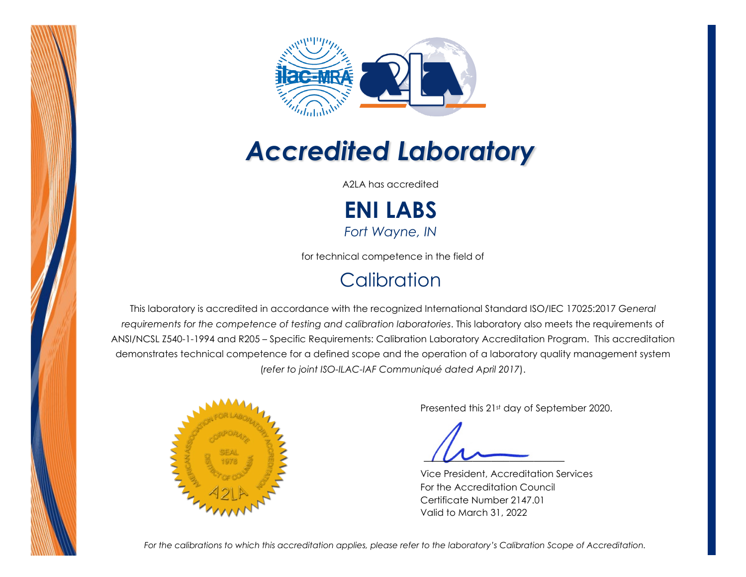# *Accredited Laboratory*

A2LA has accredited

## ENI LABS

*Fort Wayne, IN*

for technical competence in the field of

## Calibration

This laboratory is accredited in accordance with the recognized International Standard ISO/IEC 17025:2017 *General requirements for the competence of testing and calibration laboratories*. This laboratory also meets the requirements of ANSI/NCSL Z540-1-1994 and R205 – Specific Requirements: Calibration Laboratory Accreditation Program. This accreditation demonstrates technical competence for a defined scope and the operation of a laboratory quality management system (*refer to joint ISO-ILAC-IAF Communiqué dated April 2017*).

Presented this 21st day of September 2020.

Vice President, Accreditation Services
For the Accreditation Council
Certificate Number 2147.01
Valid to March 31, 2022

*For the calibrations to which this accreditation applies, please refer to the laboratory's Calibration Scope of Accreditation.*